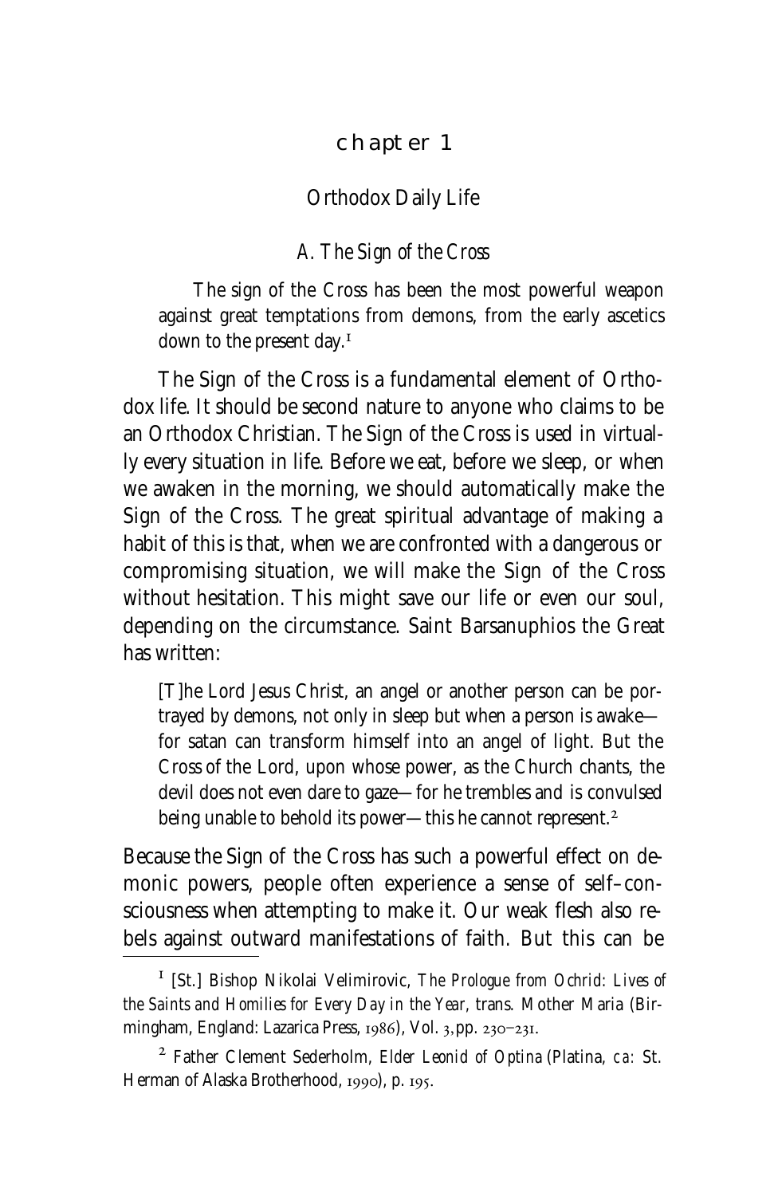# chapter 1

## Orthodox Daily Life

### *A. The Sign of the Cross*

> The sign of the Cross has been the most powerful weapon against great temptations from demons, from the early ascetics down to the present day.[1]

The Sign of the Cross is a fundamental element of Orthodox life. It should be second nature to anyone who claims to be an Orthodox Christian. The Sign of the Cross is used in virtually every situation in life. Before we eat, before we sleep, or when we awaken in the morning, we should automatically make the Sign of the Cross. The great spiritual advantage of making a habit of this is that, when we are confronted with a dangerous or compromising situation, we will make the Sign of the Cross without hesitation. This might save our life or even our soul, depending on the circumstance. Saint Barsanuphios the Great has written:

> [T]he Lord Jesus Christ, an angel or another person can be portrayed by demons, not only in sleep but when a person is awake—for satan can transform himself into an angel of light. But the Cross of the Lord, upon whose power, as the Church chants, the devil does not even dare to gaze—for he trembles and is convulsed being unable to behold its power—this he cannot represent.[2]

Because the Sign of the Cross has such a powerful effect on demonic powers, people often experience a sense of self–consciousness when attempting to make it. Our weak flesh also rebels against outward manifestations of faith. But this can be

---

[1] [St.] Bishop Nikolai Velimirovic, *The Prologue from Ochrid: Lives of the Saints and Homilies for Every Day in the Year,* trans. Mother Maria (Birmingham, England: Lazarica Press, 1986), Vol. 3, pp. 230–231.

[2] Father Clement Sederholm, *Elder Leonid of Optina* (Platina, *ca:* St. Herman of Alaska Brotherhood, 1990), p. 195.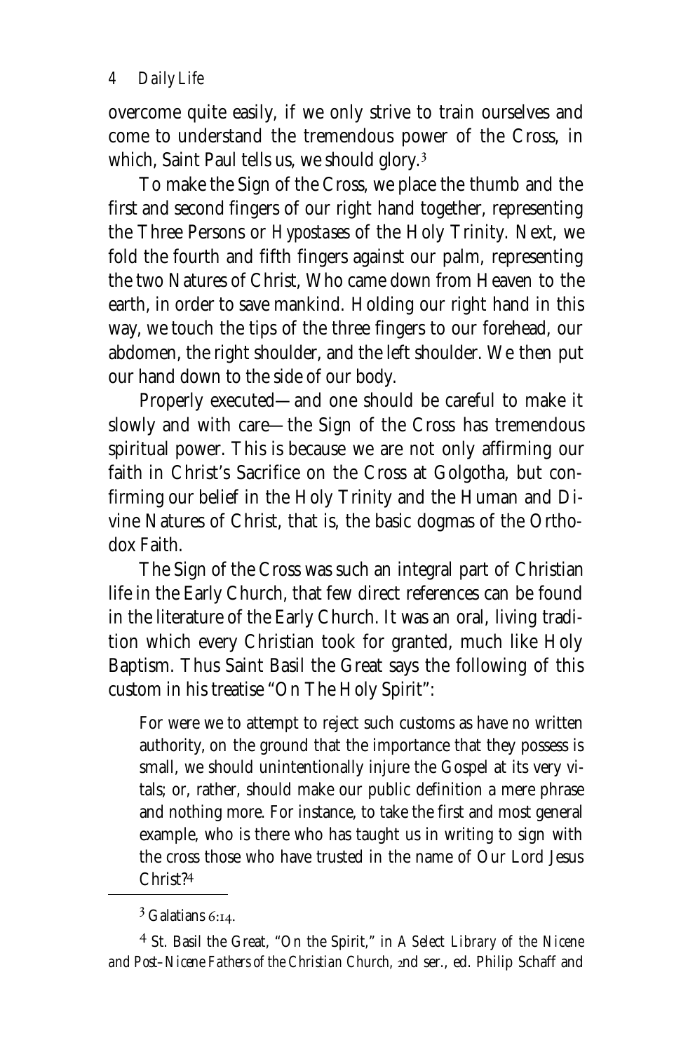overcome quite easily, if we only strive to train ourselves and come to understand the tremendous power of the Cross, in which, Saint Paul tells us, we should glory.[3]

To make the Sign of the Cross, we place the thumb and the first and second fingers of our right hand together, representing the Three Persons or *Hypostases* of the Holy Trinity. Next, we fold the fourth and fifth fingers against our palm, representing the two Natures of Christ, Who came down from Heaven to the earth, in order to save mankind. Holding our right hand in this way, we touch the tips of the three fingers to our forehead, our abdomen, the right shoulder, and the left shoulder. We then put our hand down to the side of our body.

Properly executed—and one should be careful to make it slowly and with care—the Sign of the Cross has tremendous spiritual power. This is because we are not only affirming our faith in Christ's Sacrifice on the Cross at Golgotha, but confirming our belief in the Holy Trinity and the Human and Divine Natures of Christ, that is, the basic dogmas of the Orthodox Faith.

The Sign of the Cross was such an integral part of Christian life in the Early Church, that few direct references can be found in the literature of the Early Church. It was an oral, living tradition which every Christian took for granted, much like Holy Baptism. Thus Saint Basil the Great says the following of this custom in his treatise "On The Holy Spirit":

> For were we to attempt to reject such customs as have no written authority, on the ground that the importance that they possess is small, we should unintentionally injure the Gospel at its very vitals; or, rather, should make our public definition a mere phrase and nothing more. For instance, to take the first and most general example, who is there who has taught us in writing to sign with the cross those who have trusted in the name of Our Lord Jesus Christ?[4]

---

[3] Galatians 6:14.

[4] St. Basil the Great, "On the Spirit," in *A Select Library of the Nicene and Post-Nicene Fathers of the Christian Church,* 2nd ser., ed. Philip Schaff and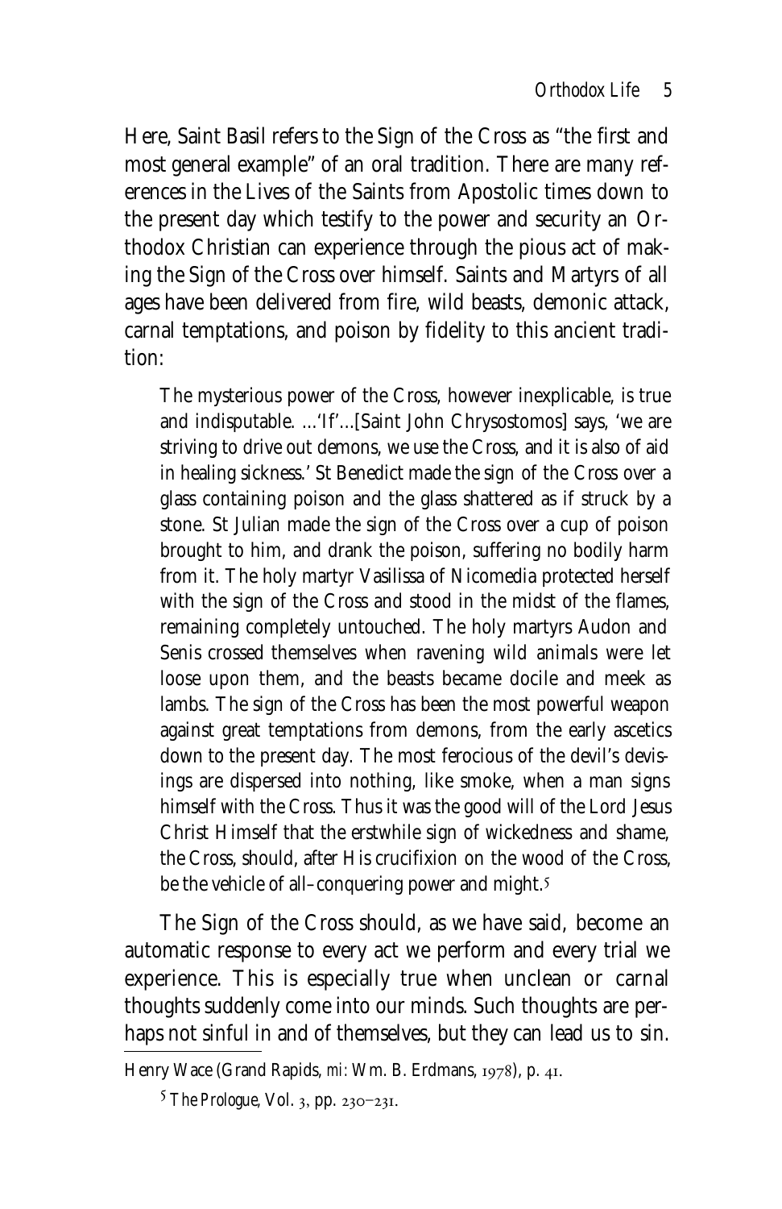Here, Saint Basil refers to the Sign of the Cross as "the first and most general example" of an oral tradition. There are many references in the Lives of the Saints from Apostolic times down to the present day which testify to the power and security an Orthodox Christian can experience through the pious act of making the Sign of the Cross over himself. Saints and Martyrs of all ages have been delivered from fire, wild beasts, demonic attack, carnal temptations, and poison by fidelity to this ancient tradition:

> The mysterious power of the Cross, however inexplicable, is true and indisputable. ...'If'...[Saint John Chrysostomos] says, 'we are striving to drive out demons, we use the Cross, and it is also of aid in healing sickness.' St Benedict made the sign of the Cross over a glass containing poison and the glass shattered as if struck by a stone. St Julian made the sign of the Cross over a cup of poison brought to him, and drank the poison, suffering no bodily harm from it. The holy martyr Vasilissa of Nicomedia protected herself with the sign of the Cross and stood in the midst of the flames, remaining completely untouched. The holy martyrs Audon and Senis crossed themselves when ravening wild animals were let loose upon them, and the beasts became docile and meek as lambs. The sign of the Cross has been the most powerful weapon against great temptations from demons, from the early ascetics down to the present day. The most ferocious of the devil's devisings are dispersed into nothing, like smoke, when a man signs himself with the Cross. Thus it was the good will of the Lord Jesus Christ Himself that the erstwhile sign of wickedness and shame, the Cross, should, after His crucifixion on the wood of the Cross, be the vehicle of all–conquering power and might.[5]

The Sign of the Cross should, as we have said, become an automatic response to every act we perform and every trial we experience. This is especially true when unclean or carnal thoughts suddenly come into our minds. Such thoughts are perhaps not sinful in and of themselves, but they can lead us to sin.

---

Henry Wace (Grand Rapids, MI: Wm. B. Erdmans, 1978), p. 41.

[5] *The Prologue*, Vol. 3, pp. 230–231.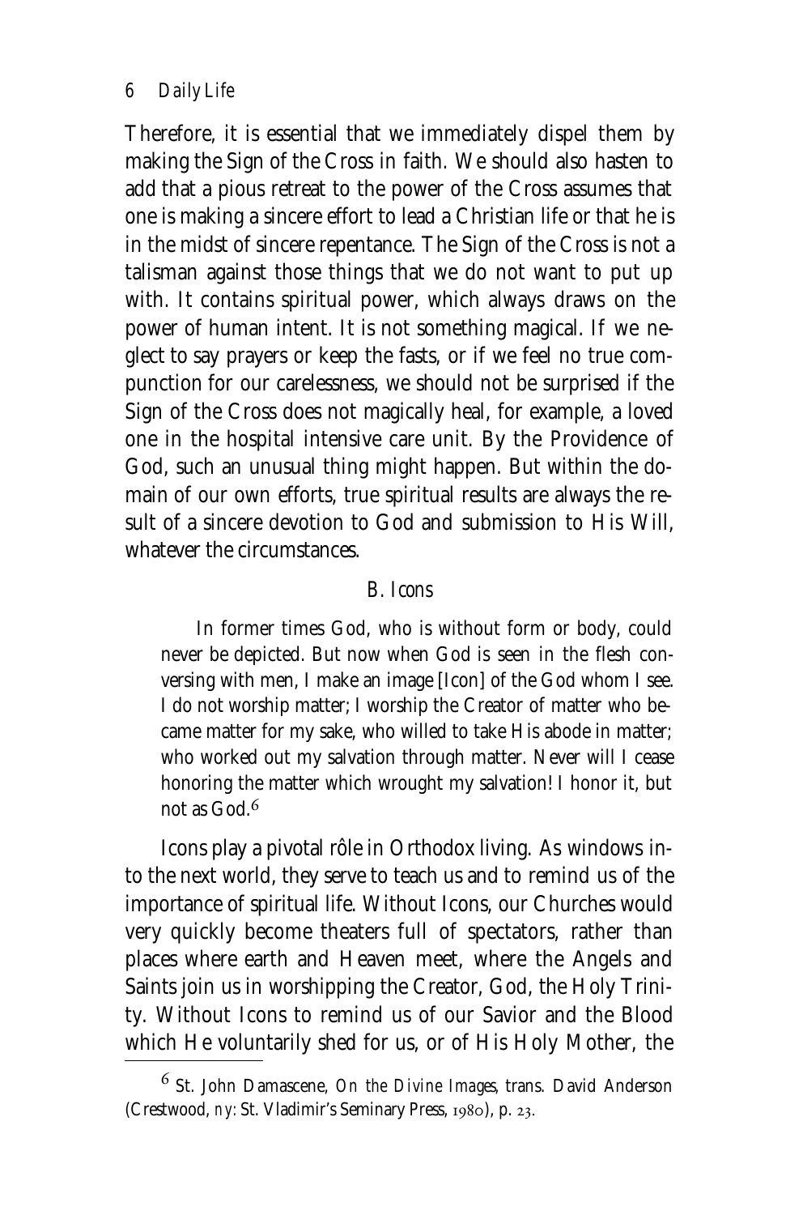Therefore, it is essential that we immediately dispel them by making the Sign of the Cross in faith. We should also hasten to add that a pious retreat to the power of the Cross assumes that one is making a sincere effort to lead a Christian life or that he is in the midst of sincere repentance. The Sign of the Cross is not a talisman against those things that we do not want to put up with. It contains spiritual power, which always draws on the power of human intent. It is not something magical. If we neglect to say prayers or keep the fasts, or if we feel no true compunction for our carelessness, we should not be surprised if the Sign of the Cross does not magically heal, for example, a loved one in the hospital intensive care unit. By the Providence of God, such an unusual thing might happen. But within the domain of our own efforts, true spiritual results are always the result of a sincere devotion to God and submission to His Will, whatever the circumstances.

### *B. Icons*

> In former times God, who is without form or body, could never be depicted. But now when God is seen in the flesh conversing with men, I make an image [Icon] of the God whom I see. I do not worship matter; I worship the Creator of matter who became matter for my sake, who willed to take His abode in matter; who worked out my salvation through matter. Never will I cease honoring the matter which wrought my salvation! I honor it, but not as God.[6]

Icons play a pivotal rôle in Orthodox living. As windows into the next world, they serve to teach us and to remind us of the importance of spiritual life. Without Icons, our Churches would very quickly become theaters full of spectators, rather than places where earth and Heaven meet, where the Angels and Saints join us in worshipping the Creator, God, the Holy Trinity. Without Icons to remind us of our Savior and the Blood which He voluntarily shed for us, or of His Holy Mother, the

---

[6] St. John Damascene, *On the Divine Images*, trans. David Anderson (Crestwood, NY: St. Vladimir's Seminary Press, 1980), p. 23.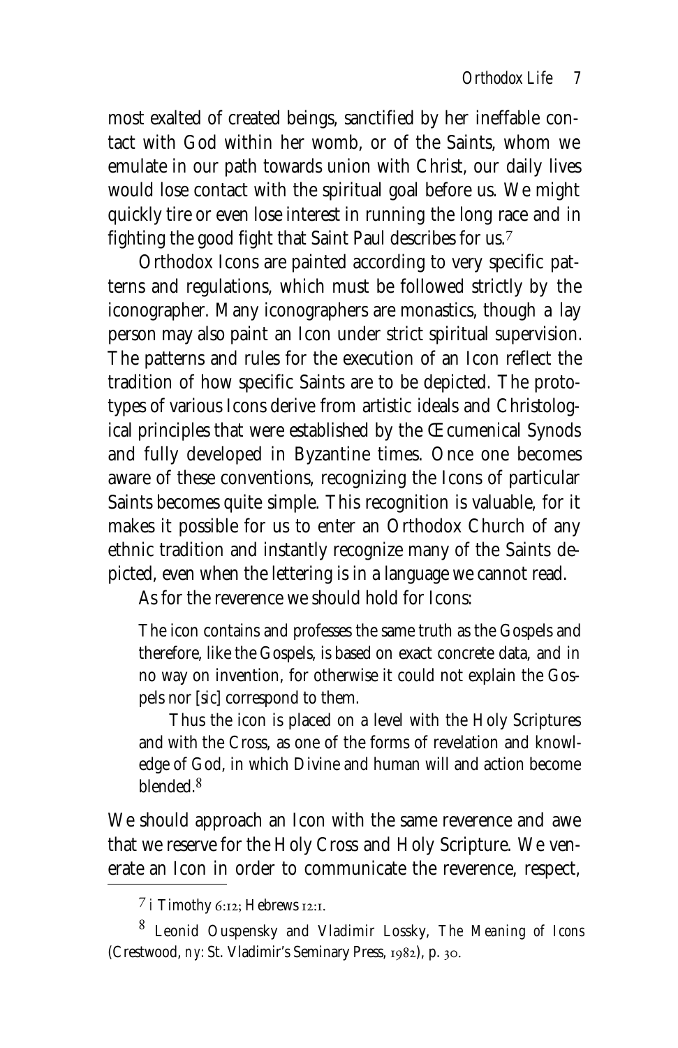most exalted of created beings, sanctified by her ineffable contact with God within her womb, or of the Saints, whom we emulate in our path towards union with Christ, our daily lives would lose contact with the spiritual goal before us. We might quickly tire or even lose interest in running the long race and in fighting the good fight that Saint Paul describes for us.[7]

Orthodox Icons are painted according to very specific patterns and regulations, which must be followed strictly by the iconographer. Many iconographers are monastics, though a lay person may also paint an Icon under strict spiritual supervision. The patterns and rules for the execution of an Icon reflect the tradition of how specific Saints are to be depicted. The prototypes of various Icons derive from artistic ideals and Christological principles that were established by the Œcumenical Synods and fully developed in Byzantine times. Once one becomes aware of these conventions, recognizing the Icons of particular Saints becomes quite simple. This recognition is valuable, for it makes it possible for us to enter an Orthodox Church of any ethnic tradition and instantly recognize many of the Saints depicted, even when the lettering is in a language we cannot read.

As for the reverence we should hold for Icons:

> The icon contains and professes the same truth as the Gospels and therefore, like the Gospels, is based on exact concrete data, and in no way on invention, for otherwise it could not explain the Gospels nor [*sic*] correspond to them.
>
> Thus the icon is placed on a level with the Holy Scriptures and with the Cross, as one of the forms of revelation and knowledge of God, in which Divine and human will and action become blended.[8]

We should approach an Icon with the same reverence and awe that we reserve for the Holy Cross and Holy Scripture. We venerate an Icon in order to communicate the reverence, respect,

---

[7] I Timothy 6:12; Hebrews 12:1.

[8] Leonid Ouspensky and Vladimir Lossky, *The Meaning of Icons* (Crestwood, NY: St. Vladimir's Seminary Press, 1982), p. 30.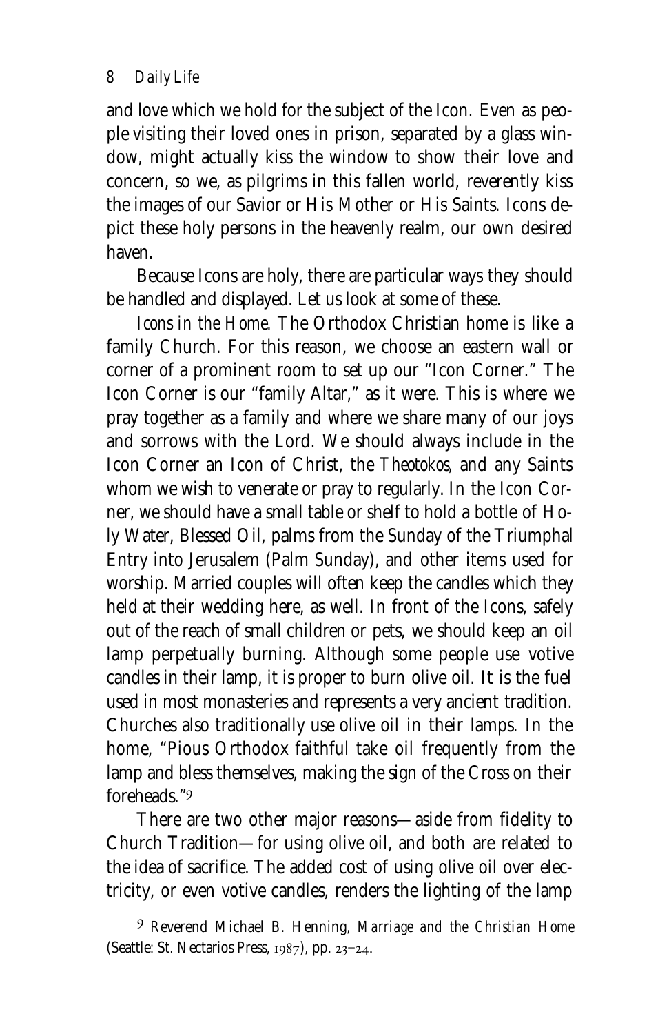and love which we hold for the subject of the Icon. Even as people visiting their loved ones in prison, separated by a glass window, might actually kiss the window to show their love and concern, so we, as pilgrims in this fallen world, reverently kiss the images of our Savior or His Mother or His Saints. Icons depict these holy persons in the heavenly realm, our own desired haven.

Because Icons are holy, there are particular ways they should be handled and displayed. Let us look at some of these.

*Icons in the Home.* The Orthodox Christian home is like a family Church. For this reason, we choose an eastern wall or corner of a prominent room to set up our "Icon Corner." The Icon Corner is our "family Altar," as it were. This is where we pray together as a family and where we share many of our joys and sorrows with the Lord. We should always include in the Icon Corner an Icon of Christ, the *Theotokos*, and any Saints whom we wish to venerate or pray to regularly. In the Icon Corner, we should have a small table or shelf to hold a bottle of Holy Water, Blessed Oil, palms from the Sunday of the Triumphal Entry into Jerusalem (Palm Sunday), and other items used for worship. Married couples will often keep the candles which they held at their wedding here, as well. In front of the Icons, safely out of the reach of small children or pets, we should keep an oil lamp perpetually burning. Although some people use votive candles in their lamp, it is proper to burn olive oil. It is the fuel used in most monasteries and represents a very ancient tradition. Churches also traditionally use olive oil in their lamps. In the home, "Pious Orthodox faithful take oil frequently from the lamp and bless themselves, making the sign of the Cross on their foreheads."[9]

There are two other major reasons—aside from fidelity to Church Tradition—for using olive oil, and both are related to the idea of sacrifice. The added cost of using olive oil over electricity, or even votive candles, renders the lighting of the lamp

---

[9] Reverend Michael B. Henning, *Marriage and the Christian Home* (Seattle: St. Nectarios Press, 1987), pp. 23–24.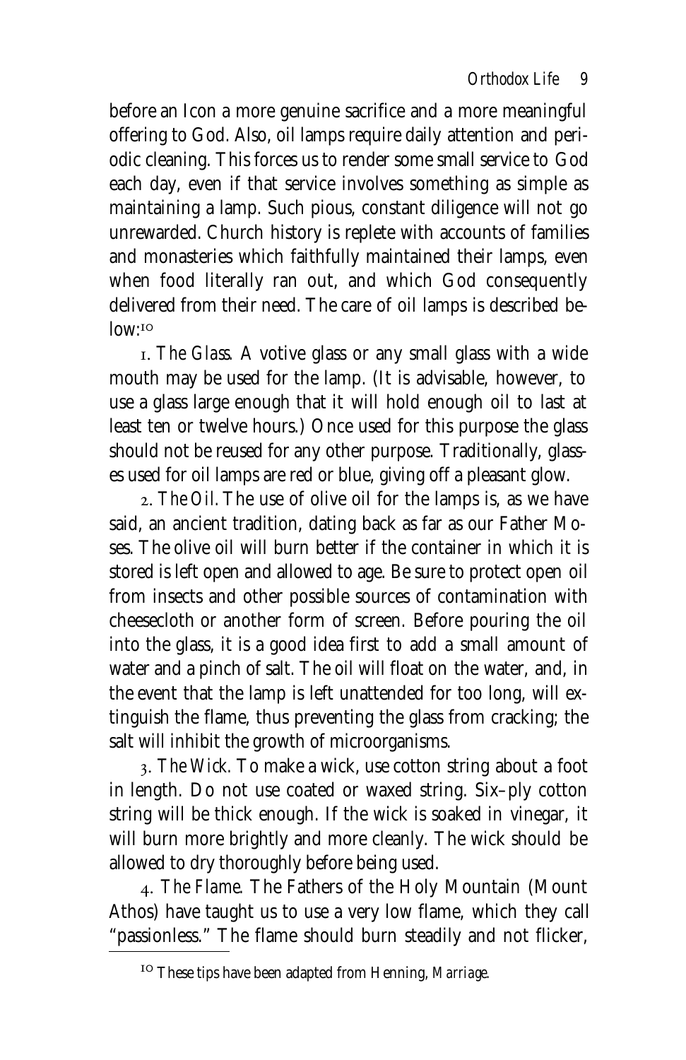before an Icon a more genuine sacrifice and a more meaningful offering to God. Also, oil lamps require daily attention and periodic cleaning. This forces us to render some small service to God each day, even if that service involves something as simple as maintaining a lamp. Such pious, constant diligence will not go unrewarded. Church history is replete with accounts of families and monasteries which faithfully maintained their lamps, even when food literally ran out, and which God consequently delivered from their need. The care of oil lamps is described below:[10]

1. *The Glass.* A votive glass or any small glass with a wide mouth may be used for the lamp. (It is advisable, however, to use a glass large enough that it will hold enough oil to last at least ten or twelve hours.) Once used for this purpose the glass should not be reused for any other purpose. Traditionally, glasses used for oil lamps are red or blue, giving off a pleasant glow.

2. *The Oil.* The use of olive oil for the lamps is, as we have said, an ancient tradition, dating back as far as our Father Moses. The olive oil will burn better if the container in which it is stored is left open and allowed to age. Be sure to protect open oil from insects and other possible sources of contamination with cheesecloth or another form of screen. Before pouring the oil into the glass, it is a good idea first to add a small amount of water and a pinch of salt. The oil will float on the water, and, in the event that the lamp is left unattended for too long, will extinguish the flame, thus preventing the glass from cracking; the salt will inhibit the growth of microorganisms.

3. *The Wick.* To make a wick, use cotton string about a foot in length. Do not use coated or waxed string. Six–ply cotton string will be thick enough. If the wick is soaked in vinegar, it will burn more brightly and more cleanly. The wick should be allowed to dry thoroughly before being used.

4. *The Flame.* The Fathers of the Holy Mountain (Mount Athos) have taught us to use a very low flame, which they call "passionless." The flame should burn steadily and not flicker,

---

[10] These tips have been adapted from Henning, *Marriage*.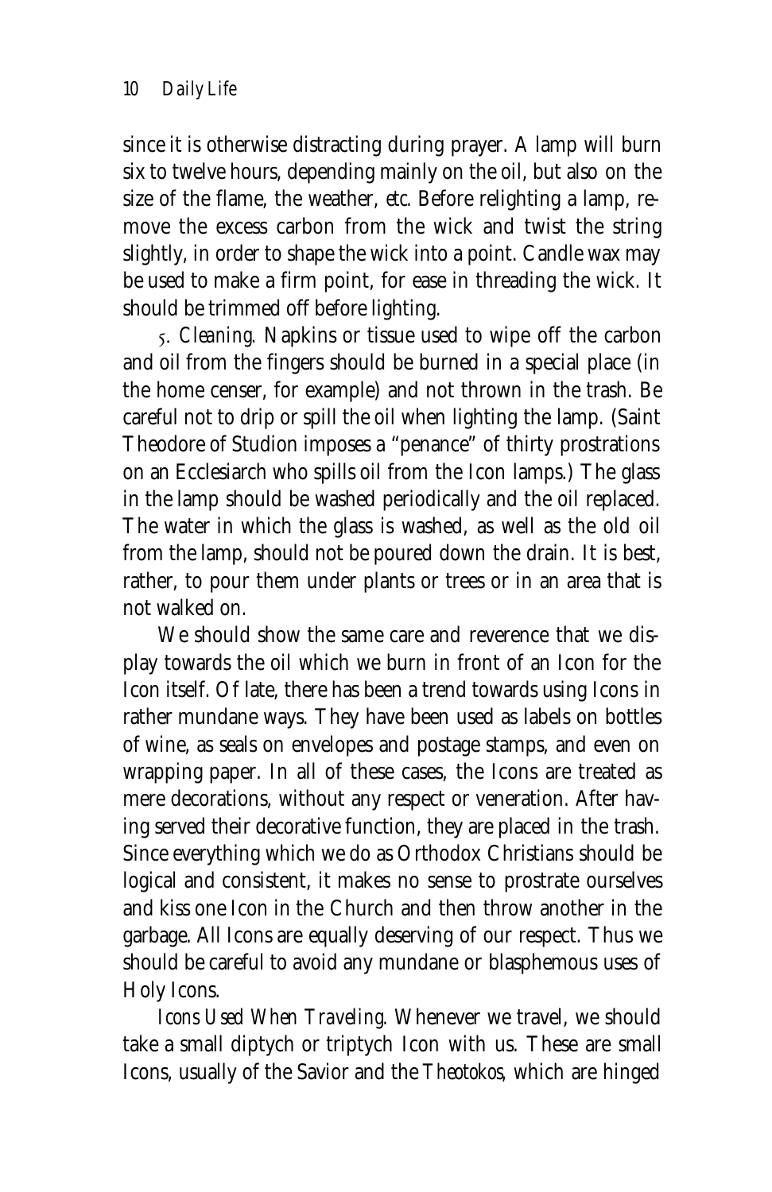since it is otherwise distracting during prayer. A lamp will burn six to twelve hours, depending mainly on the oil, but also on the size of the flame, the weather, *etc.* Before relighting a lamp, remove the excess carbon from the wick and twist the string slightly, in order to shape the wick into a point. Candle wax may be used to make a firm point, for ease in threading the wick. It should be trimmed off before lighting.

5. *Cleaning.* Napkins or tissue used to wipe off the carbon and oil from the fingers should be burned in a special place (in the home censer, for example) and not thrown in the trash. Be careful not to drip or spill the oil when lighting the lamp. (Saint Theodore of Studion imposes a "penance" of thirty prostrations on an Ecclesiarch who spills oil from the Icon lamps.) The glass in the lamp should be washed periodically and the oil replaced. The water in which the glass is washed, as well as the old oil from the lamp, should not be poured down the drain. It is best, rather, to pour them under plants or trees or in an area that is not walked on.

We should show the same care and reverence that we display towards the oil which we burn in front of an Icon for the Icon itself. Of late, there has been a trend towards using Icons in rather mundane ways. They have been used as labels on bottles of wine, as seals on envelopes and postage stamps, and even on wrapping paper. In all of these cases, the Icons are treated as mere decorations, without any respect or veneration. After having served their decorative function, they are placed in the trash. Since everything which we do as Orthodox Christians should be logical and consistent, it makes no sense to prostrate ourselves and kiss one Icon in the Church and then throw another in the garbage. All Icons are equally deserving of our respect. Thus we should be careful to avoid any mundane or blasphemous uses of Holy Icons.

*Icons Used When Traveling.* Whenever we travel, we should take a small diptych or triptych Icon with us. These are small Icons, usually of the Savior and the *Theotokos*, which are hinged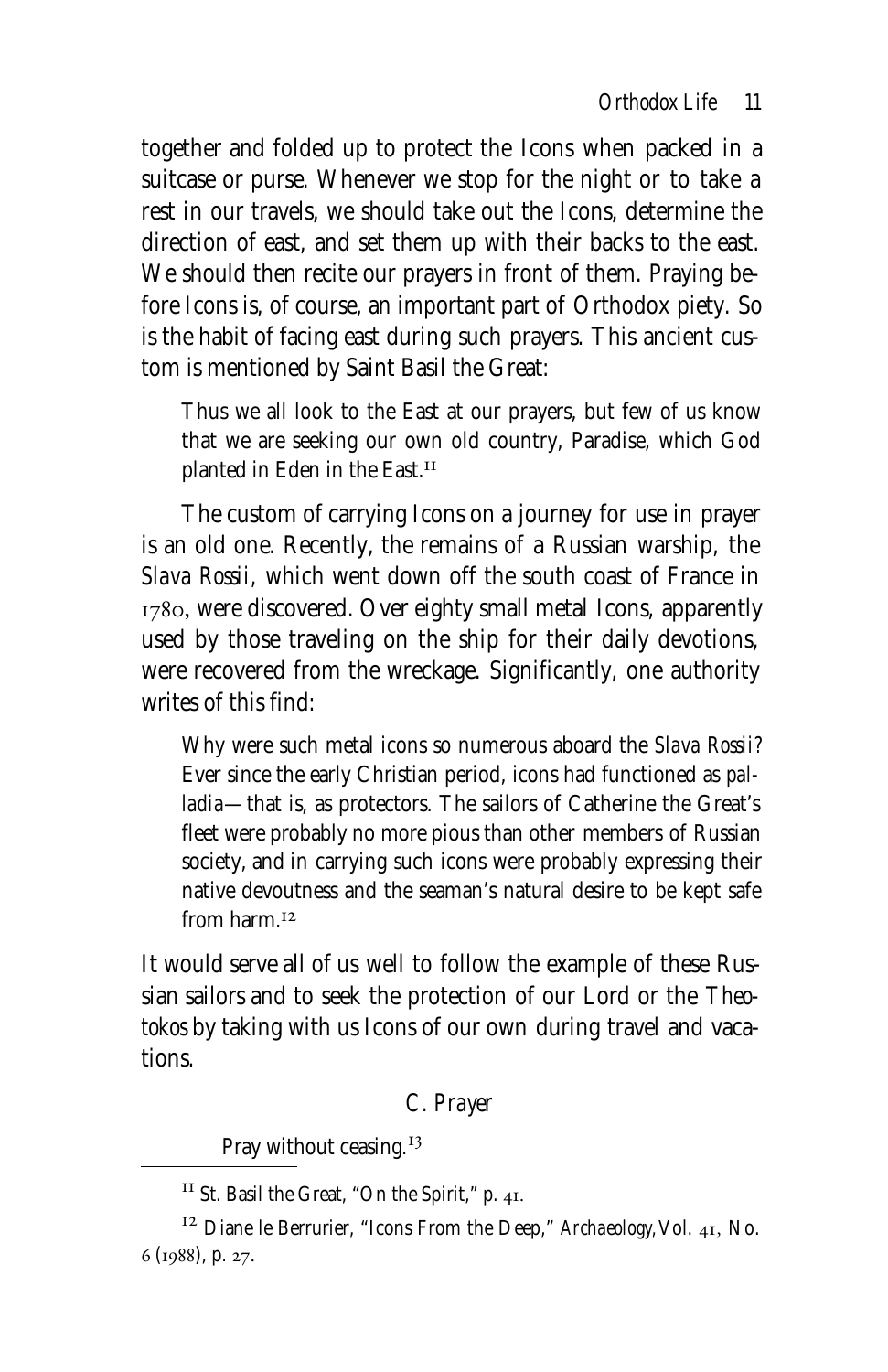together and folded up to protect the Icons when packed in a suitcase or purse. Whenever we stop for the night or to take a rest in our travels, we should take out the Icons, determine the direction of east, and set them up with their backs to the east. We should then recite our prayers in front of them. Praying before Icons is, of course, an important part of Orthodox piety. So is the habit of facing east during such prayers. This ancient custom is mentioned by Saint Basil the Great:

> Thus we all look to the East at our prayers, but few of us know that we are seeking our own old country, Paradise, which God planted in Eden in the East.[11]

The custom of carrying Icons on a journey for use in prayer is an old one. Recently, the remains of a Russian warship, the *Slava Rossii*, which went down off the south coast of France in 1780, were discovered. Over eighty small metal Icons, apparently used by those traveling on the ship for their daily devotions, were recovered from the wreckage. Significantly, one authority writes of this find:

> Why were such metal icons so numerous aboard the *Slava Rossii*? Ever since the early Christian period, icons had functioned as *palladia*—that is, as protectors. The sailors of Catherine the Great's fleet were probably no more pious than other members of Russian society, and in carrying such icons were probably expressing their native devoutness and the seaman's natural desire to be kept safe from harm.[12]

It would serve all of us well to follow the example of these Russian sailors and to seek the protection of our Lord or the *Theotokos* by taking with us Icons of our own during travel and vacations.

### *C. Prayer*

> Pray without ceasing.[13]

---

[11] St. Basil the Great, "On the Spirit," p. 41.

[12] Diane le Berrurier, "Icons From the Deep," *Archaeology*, Vol. 41, No. 6 (1988), p. 27.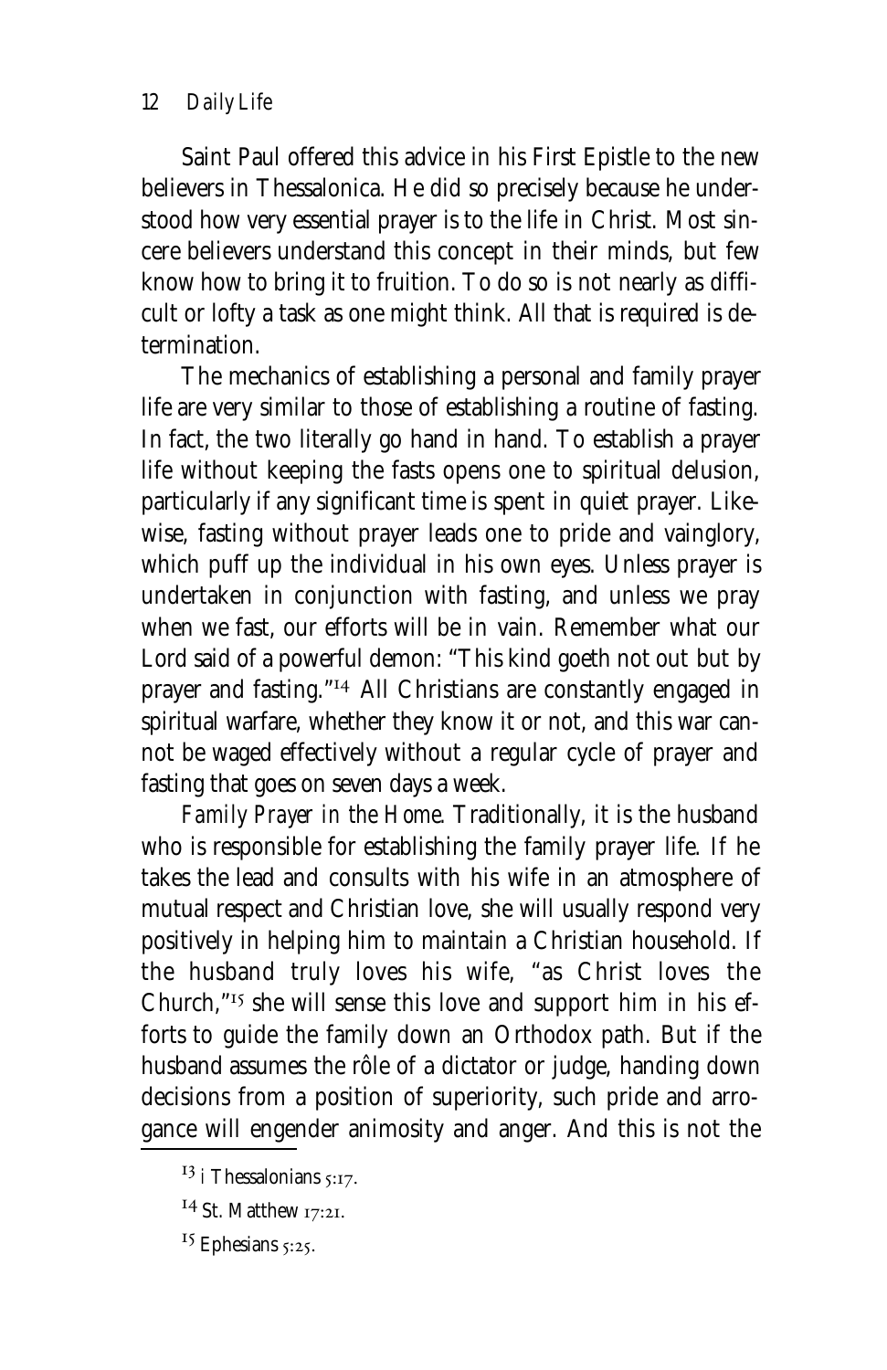Saint Paul offered this advice in his First Epistle to the new believers in Thessalonica. He did so precisely because he understood how very essential prayer is to the life in Christ. Most sincere believers understand this concept in their minds, but few know how to bring it to fruition. To do so is not nearly as difficult or lofty a task as one might think. All that is required is determination.

The mechanics of establishing a personal and family prayer life are very similar to those of establishing a routine of fasting. In fact, the two literally go hand in hand. To establish a prayer life without keeping the fasts opens one to spiritual delusion, particularly if any significant time is spent in quiet prayer. Likewise, fasting without prayer leads one to pride and vainglory, which puff up the individual in his own eyes. Unless prayer is undertaken in conjunction with fasting, and unless we pray when we fast, our efforts will be in vain. Remember what our Lord said of a powerful demon: "This kind goeth not out but by prayer and fasting."[14] All Christians are constantly engaged in spiritual warfare, whether they know it or not, and this war cannot be waged effectively without a regular cycle of prayer and fasting that goes on seven days a week.

*Family Prayer in the Home.* Traditionally, it is the husband who is responsible for establishing the family prayer life. If he takes the lead and consults with his wife in an atmosphere of mutual respect and Christian love, she will usually respond very positively in helping him to maintain a Christian household. If the husband truly loves his wife, "as Christ loves the Church,"[15] she will sense this love and support him in his efforts to guide the family down an Orthodox path. But if the husband assumes the rôle of a dictator or judge, handing down decisions from a position of superiority, such pride and arrogance will engender animosity and anger. And this is not the

---

[13] i Thessalonians 5:17.

[14] St. Matthew 17:21.

[15] Ephesians 5:25.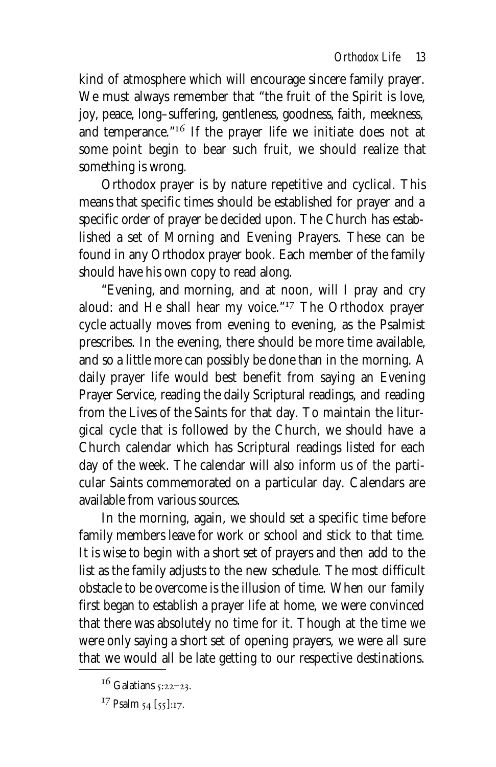kind of atmosphere which will encourage sincere family prayer. We must always remember that "the fruit of the Spirit is love, joy, peace, long–suffering, gentleness, goodness, faith, meekness, and temperance."[16] If the prayer life we initiate does not at some point begin to bear such fruit, we should realize that something is wrong.

Orthodox prayer is by nature repetitive and cyclical. This means that specific times should be established for prayer and a specific order of prayer be decided upon. The Church has established a set of Morning and Evening Prayers. These can be found in any Orthodox prayer book. Each member of the family should have his own copy to read along.

"Evening, and morning, and at noon, will I pray and cry aloud: and He shall hear my voice."[17] The Orthodox prayer cycle actually moves from evening to evening, as the Psalmist prescribes. In the evening, there should be more time available, and so a little more can possibly be done than in the morning. A daily prayer life would best benefit from saying an Evening Prayer Service, reading the daily Scriptural readings, and reading from the Lives of the Saints for that day. To maintain the liturgical cycle that is followed by the Church, we should have a Church calendar which has Scriptural readings listed for each day of the week. The calendar will also inform us of the particular Saints commemorated on a particular day. Calendars are available from various sources.

In the morning, again, we should set a specific time before family members leave for work or school and stick to that time. It is wise to begin with a short set of prayers and then add to the list as the family adjusts to the new schedule. The most difficult obstacle to be overcome is the illusion of time. When our family first began to establish a prayer life at home, we were convinced that there was absolutely no time for it. Though at the time we were only saying a short set of opening prayers, we were all sure that we would all be late getting to our respective destinations.

---

[16] Galatians 5:22–23.

[17] Psalm 54 [55]:17.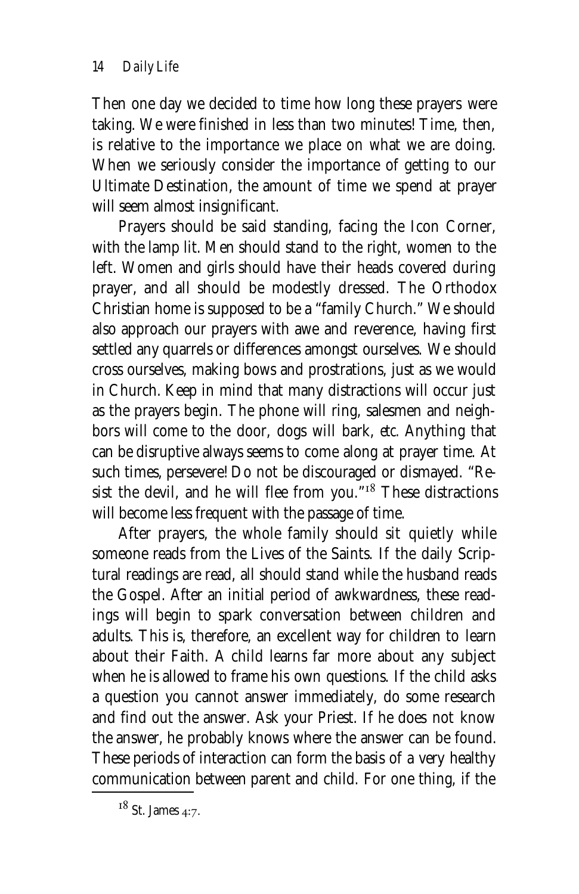Then one day we decided to time how long these prayers were taking. We were finished in less than two minutes! Time, then, is relative to the importance we place on what we are doing. When we seriously consider the importance of getting to our Ultimate Destination, the amount of time we spend at prayer will seem almost insignificant.

Prayers should be said standing, facing the Icon Corner, with the lamp lit. Men should stand to the right, women to the left. Women and girls should have their heads covered during prayer, and all should be modestly dressed. The Orthodox Christian home is supposed to be a "family Church." We should also approach our prayers with awe and reverence, having first settled any quarrels or differences amongst ourselves. We should cross ourselves, making bows and prostrations, just as we would in Church. Keep in mind that many distractions will occur just as the prayers begin. The phone will ring, salesmen and neighbors will come to the door, dogs will bark, *etc.* Anything that can be disruptive always seems to come along at prayer time. At such times, persevere! Do not be discouraged or dismayed. "Resist the devil, and he will flee from you."[18] These distractions will become less frequent with the passage of time.

After prayers, the whole family should sit quietly while someone reads from the Lives of the Saints. If the daily Scriptural readings are read, all should stand while the husband reads the Gospel. After an initial period of awkwardness, these readings will begin to spark conversation between children and adults. This is, therefore, an excellent way for children to learn about their Faith. A child learns far more about any subject when he is allowed to frame his own questions. If the child asks a question you cannot answer immediately, do some research and find out the answer. Ask your Priest. If he does not know the answer, he probably knows where the answer can be found. These periods of interaction can form the basis of a very healthy communication between parent and child. For one thing, if the

---

[18] St. James 4:7.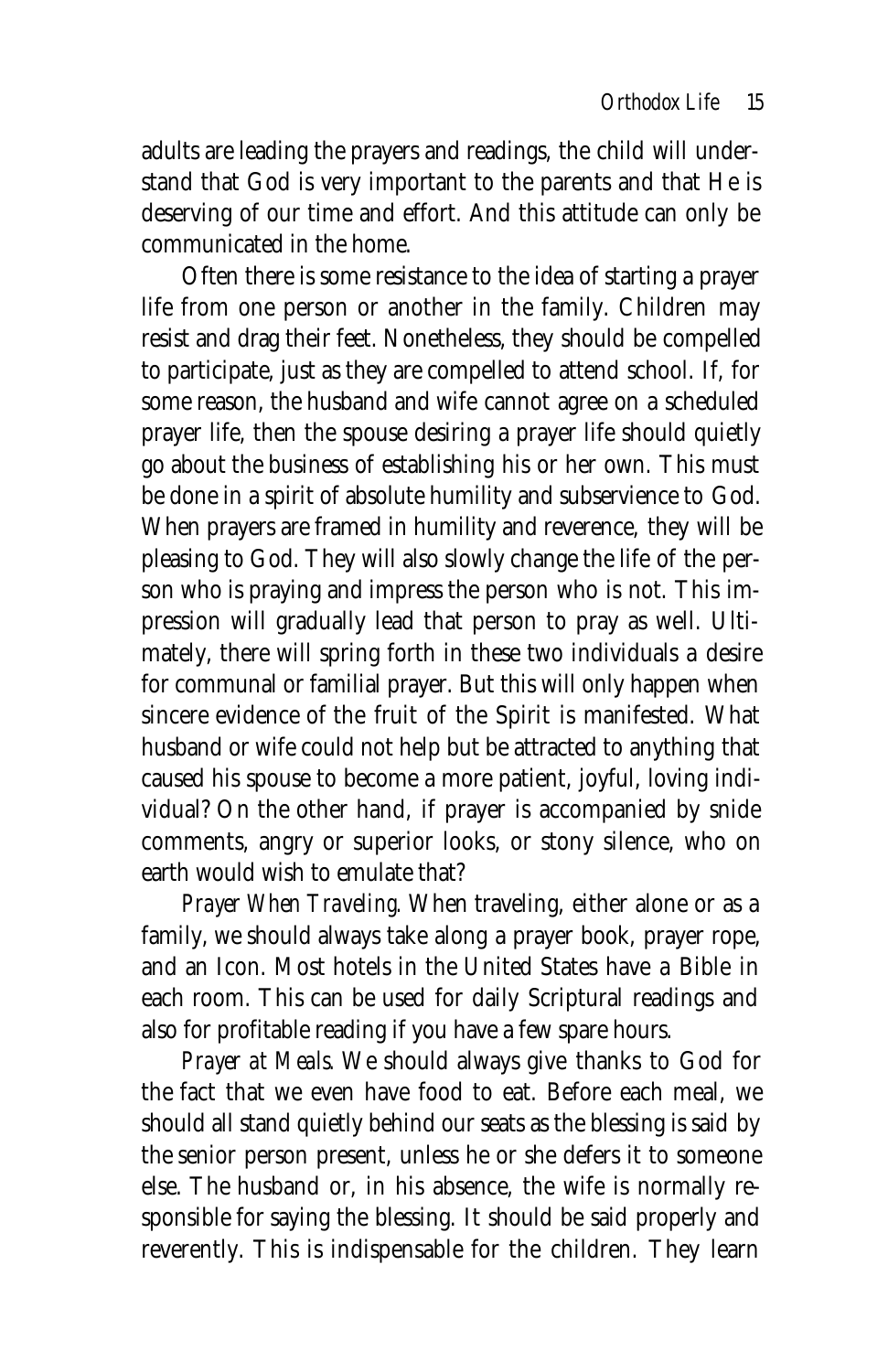adults are leading the prayers and readings, the child will understand that God is very important to the parents and that He is deserving of our time and effort. And this attitude can only be communicated in the home.

Often there is some resistance to the idea of starting a prayer life from one person or another in the family. Children may resist and drag their feet. Nonetheless, they should be compelled to participate, just as they are compelled to attend school. If, for some reason, the husband and wife cannot agree on a scheduled prayer life, then the spouse desiring a prayer life should quietly go about the business of establishing his or her own. This must be done in a spirit of absolute humility and subservience to God. When prayers are framed in humility and reverence, they will be pleasing to God. They will also slowly change the life of the person who is praying and impress the person who is not. This impression will gradually lead that person to pray as well. Ultimately, there will spring forth in these two individuals a desire for communal or familial prayer. But this will only happen when sincere evidence of the fruit of the Spirit is manifested. What husband or wife could not help but be attracted to anything that caused his spouse to become a more patient, joyful, loving individual? On the other hand, if prayer is accompanied by snide comments, angry or superior looks, or stony silence, who on earth would wish to emulate that?

*Prayer When Traveling*. When traveling, either alone or as a family, we should always take along a prayer book, prayer rope, and an Icon. Most hotels in the United States have a Bible in each room. This can be used for daily Scriptural readings and also for profitable reading if you have a few spare hours.

*Prayer at Meals*. We should always give thanks to God for the fact that we even have food to eat. Before each meal, we should all stand quietly behind our seats as the blessing is said by the senior person present, unless he or she defers it to someone else. The husband or, in his absence, the wife is normally responsible for saying the blessing. It should be said properly and reverently. This is indispensable for the children. They learn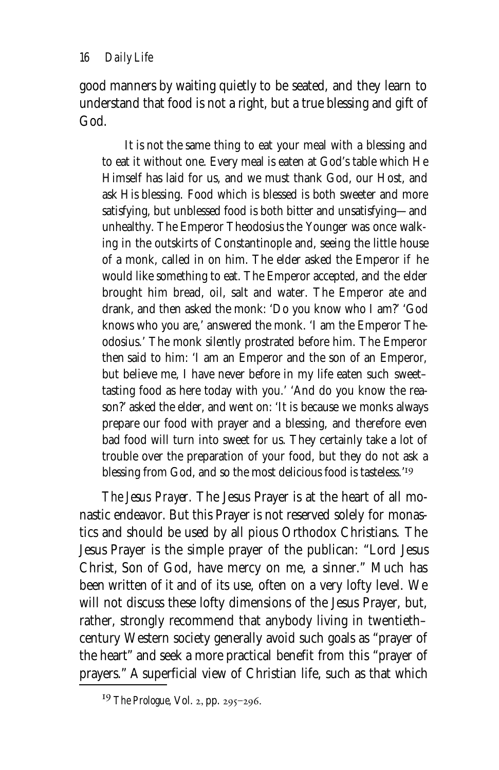good manners by waiting quietly to be seated, and they learn to understand that food is not a right, but a true blessing and gift of God.

> It is not the same thing to eat your meal with a blessing and to eat it without one. Every meal is eaten at God's table which He Himself has laid for us, and we must thank God, our Host, and ask His blessing. Food which is blessed is both sweeter and more satisfying, but unblessed food is both bitter and unsatisfying—and unhealthy. The Emperor Theodosius the Younger was once walking in the outskirts of Constantinople and, seeing the little house of a monk, called in on him. The elder asked the Emperor if he would like something to eat. The Emperor accepted, and the elder brought him bread, oil, salt and water. The Emperor ate and drank, and then asked the monk: 'Do you know who I am?' 'God knows who you are,' answered the monk. 'I am the Emperor Theodosius.' The monk silently prostrated before him. The Emperor then said to him: 'I am an Emperor and the son of an Emperor, but believe me, I have never before in my life eaten such sweet–tasting food as here today with you.' 'And do you know the reason?' asked the elder, and went on: 'It is because we monks always prepare our food with prayer and a blessing, and therefore even bad food will turn into sweet for us. They certainly take a lot of trouble over the preparation of your food, but they do not ask a blessing from God, and so the most delicious food is tasteless.'[19]

*The Jesus Prayer.* The Jesus Prayer is at the heart of all monastic endeavor. But this Prayer is not reserved solely for monastics and should be used by all pious Orthodox Christians. The Jesus Prayer is the simple prayer of the publican: "Lord Jesus Christ, Son of God, have mercy on me, a sinner." Much has been written of it and of its use, often on a very lofty level. We will not discuss these lofty dimensions of the Jesus Prayer, but, rather, strongly recommend that anybody living in twentieth–century Western society generally avoid such goals as "prayer of the heart" and seek a more practical benefit from this "prayer of prayers." A superficial view of Christian life, such as that which

[19] *The Prologue*, Vol. 2, pp. 295–296.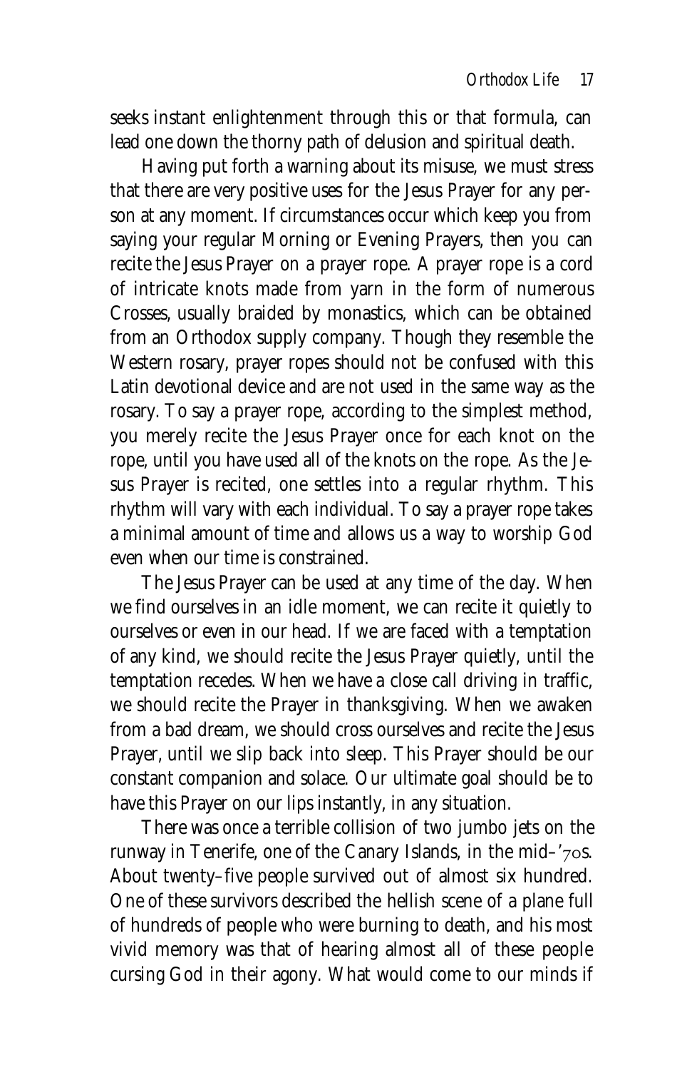seeks instant enlightenment through this or that formula, can lead one down the thorny path of delusion and spiritual death.

Having put forth a warning about its misuse, we must stress that there are very positive uses for the Jesus Prayer for any person at any moment. If circumstances occur which keep you from saying your regular Morning or Evening Prayers, then you can recite the Jesus Prayer on a prayer rope. A prayer rope is a cord of intricate knots made from yarn in the form of numerous Crosses, usually braided by monastics, which can be obtained from an Orthodox supply company. Though they resemble the Western rosary, prayer ropes should not be confused with this Latin devotional device and are not used in the same way as the rosary. To say a prayer rope, according to the simplest method, you merely recite the Jesus Prayer once for each knot on the rope, until you have used all of the knots on the rope. As the Jesus Prayer is recited, one settles into a regular rhythm. This rhythm will vary with each individual. To say a prayer rope takes a minimal amount of time and allows us a way to worship God even when our time is constrained.

The Jesus Prayer can be used at any time of the day. When we find ourselves in an idle moment, we can recite it quietly to ourselves or even in our head. If we are faced with a temptation of any kind, we should recite the Jesus Prayer quietly, until the temptation recedes. When we have a close call driving in traffic, we should recite the Prayer in thanksgiving. When we awaken from a bad dream, we should cross ourselves and recite the Jesus Prayer, until we slip back into sleep. This Prayer should be our constant companion and solace. Our ultimate goal should be to have this Prayer on our lips instantly, in any situation.

There was once a terrible collision of two jumbo jets on the runway in Tenerife, one of the Canary Islands, in the mid–'70s. About twenty–five people survived out of almost six hundred. One of these survivors described the hellish scene of a plane full of hundreds of people who were burning to death, and his most vivid memory was that of hearing almost all of these people cursing God in their agony. What would come to our minds if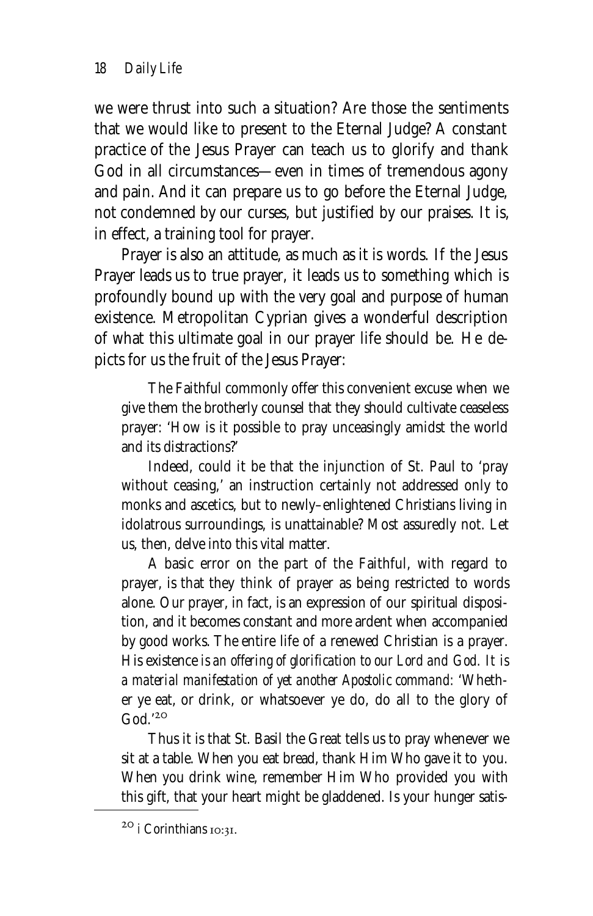we were thrust into such a situation? Are those the sentiments that we would like to present to the Eternal Judge? A constant practice of the Jesus Prayer can teach us to glorify and thank God in all circumstances—even in times of tremendous agony and pain. And it can prepare us to go before the Eternal Judge, not condemned by our curses, but justified by our praises. It is, in effect, a training tool for prayer.

Prayer is also an attitude, as much as it is words. If the Jesus Prayer leads us to true prayer, it leads us to something which is profoundly bound up with the very goal and purpose of human existence. Metropolitan Cyprian gives a wonderful description of what this ultimate goal in our prayer life should be. He depicts for us the fruit of the Jesus Prayer:

> The Faithful commonly offer this convenient excuse when we give them the brotherly counsel that they should cultivate ceaseless prayer: 'How is it possible to pray unceasingly amidst the world and its distractions?'
>
> Indeed, could it be that the injunction of St. Paul to 'pray without ceasing,' an instruction certainly not addressed only to monks and ascetics, but to newly–enlightened Christians living in idolatrous surroundings, is unattainable? Most assuredly not. Let us, then, delve into this vital matter.
>
> A basic error on the part of the Faithful, with regard to prayer, is that they think of prayer as being restricted to words alone. Our prayer, in fact, is an expression of our spiritual disposition, and it becomes constant and more ardent when accompanied by good works. The entire life of a renewed Christian is a prayer. His existence *is an offering of glorification to our Lord and God. It is a material manifestation of yet another Apostolic command*: 'Whether ye eat, or drink, or whatsoever ye do, do all to the glory of God.'[20]
>
> Thus it is that St. Basil the Great tells us to pray whenever we sit at a table. When you eat bread, thank Him Who gave it to you. When you drink wine, remember Him Who provided you with this gift, that your heart might be gladdened. Is your hunger satis-

[20] i Corinthians 10:31.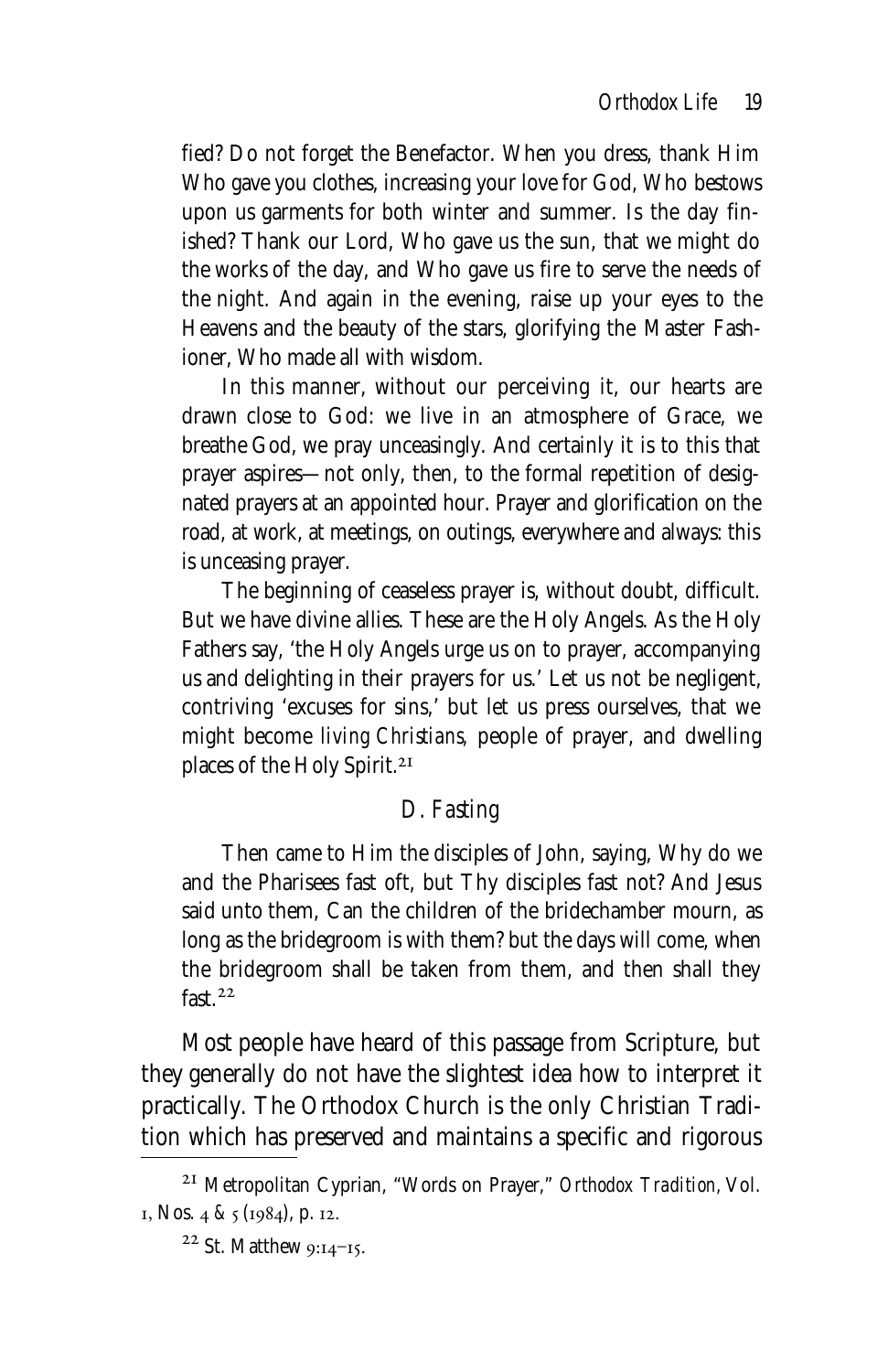fied? Do not forget the Benefactor. When you dress, thank Him Who gave you clothes, increasing your love for God, Who bestows upon us garments for both winter and summer. Is the day finished? Thank our Lord, Who gave us the sun, that we might do the works of the day, and Who gave us fire to serve the needs of the night. And again in the evening, raise up your eyes to the Heavens and the beauty of the stars, glorifying the Master Fashioner, Who made all with wisdom.

In this manner, without our perceiving it, our hearts are drawn close to God: we live in an atmosphere of Grace, we breathe God, we pray unceasingly. And certainly it is to this that prayer aspires—not only, then, to the formal repetition of designated prayers at an appointed hour. Prayer and glorification on the road, at work, at meetings, on outings, everywhere and always: this is unceasing prayer.

The beginning of ceaseless prayer is, without doubt, difficult. But we have divine allies. These are the Holy Angels. As the Holy Fathers say, 'the Holy Angels urge us on to prayer, accompanying us and delighting in their prayers for us.' Let us not be negligent, contriving 'excuses for sins,' but let us press ourselves, that we might become *living Christians*, people of prayer, and dwelling places of the Holy Spirit.[21]

### *D. Fasting*

Then came to Him the disciples of John, saying, Why do we and the Pharisees fast oft, but Thy disciples fast not? And Jesus said unto them, Can the children of the bridechamber mourn, as long as the bridegroom is with them? but the days will come, when the bridegroom shall be taken from them, and then shall they fast.[22]

Most people have heard of this passage from Scripture, but they generally do not have the slightest idea how to interpret it practically. The Orthodox Church is the only Christian Tradition which has preserved and maintains a specific and rigorous

---

[21] Metropolitan Cyprian, "Words on Prayer," *Orthodox Tradition*, Vol. 1, Nos. 4 & 5 (1984), p. 12.

[22] St. Matthew 9:14–15.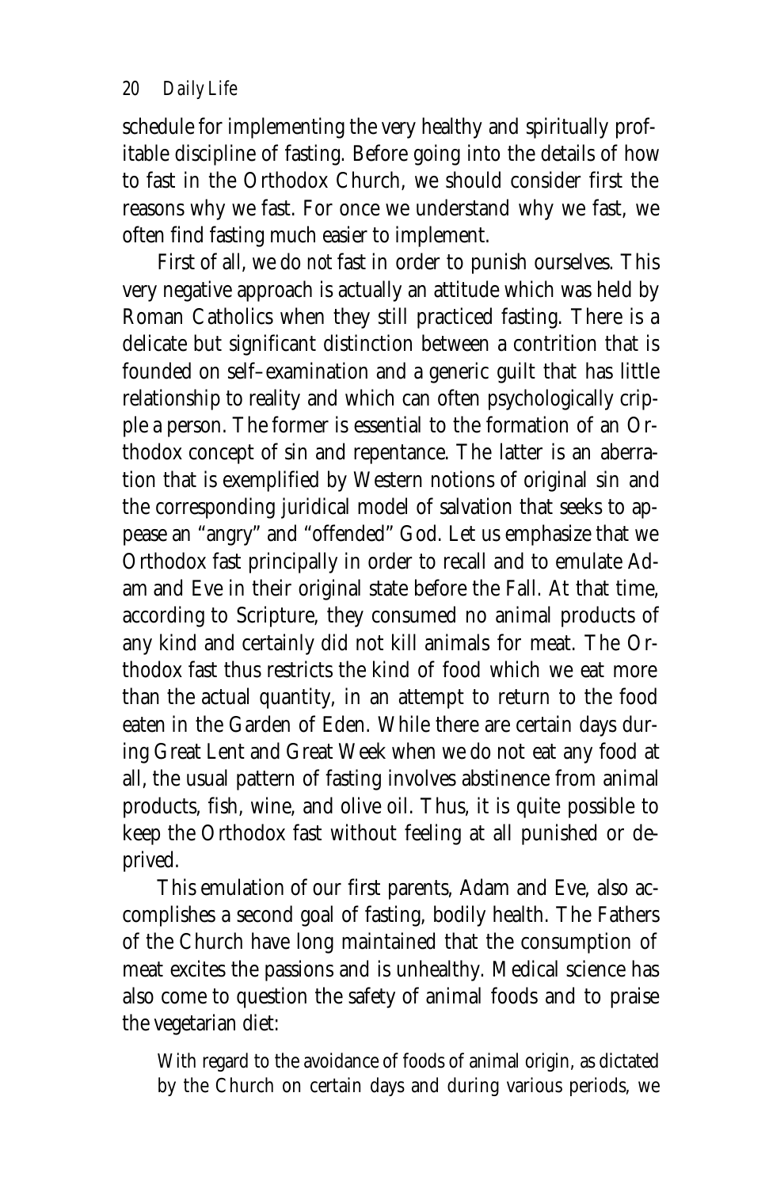schedule for implementing the very healthy and spiritually profitable discipline of fasting. Before going into the details of how to fast in the Orthodox Church, we should consider first the reasons why we fast. For once we understand why we fast, we often find fasting much easier to implement.

First of all, we do *not* fast in order to punish ourselves. This very negative approach is actually an attitude which was held by Roman Catholics when they still practiced fasting. There is a delicate but significant distinction between a contrition that is founded on self–examination and a generic guilt that has little relationship to reality and which can often psychologically cripple a person. The former is essential to the formation of an Orthodox concept of sin and repentance. The latter is an aberration that is exemplified by Western notions of original sin and the corresponding juridical model of salvation that seeks to appease an "angry" and "offended" God. Let us emphasize that we Orthodox fast principally in order to recall and to emulate Adam and Eve in their original state before the Fall. At that time, according to Scripture, they consumed no animal products of any kind and certainly did not kill animals for meat. The Orthodox fast thus restricts the kind of food which we eat more than the actual quantity, in an attempt to return to the food eaten in the Garden of Eden. While there are certain days during Great Lent and Great Week when we do not eat any food at all, the usual pattern of fasting involves abstinence from animal products, fish, wine, and olive oil. Thus, it is quite possible to keep the Orthodox fast without feeling at all punished or deprived.

This emulation of our first parents, Adam and Eve, also accomplishes a second goal of fasting, bodily health. The Fathers of the Church have long maintained that the consumption of meat excites the passions and is unhealthy. Medical science has also come to question the safety of animal foods and to praise the vegetarian diet:

> With regard to the avoidance of foods of animal origin, as dictated by the Church on certain days and during various periods, we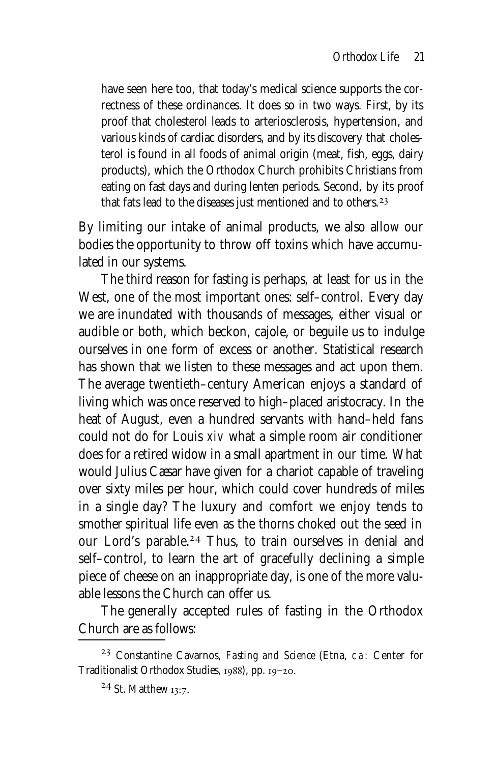> have seen here too, that today's medical science supports the correctness of these ordinances. It does so in two ways. First, by its proof that cholesterol leads to arteriosclerosis, hypertension, and various kinds of cardiac disorders, and by its discovery that cholesterol is found in all foods of animal origin (meat, fish, eggs, dairy products), which the Orthodox Church prohibits Christians from eating on fast days and during lenten periods. Second, by its proof that fats lead to the diseases just mentioned and to others.[23]

By limiting our intake of animal products, we also allow our bodies the opportunity to throw off toxins which have accumulated in our systems.

The third reason for fasting is perhaps, at least for us in the West, one of the most important ones: self–control. Every day we are inundated with thousands of messages, either visual or audible or both, which beckon, cajole, or beguile us to indulge ourselves in one form of excess or another. Statistical research has shown that we listen to these messages and act upon them. The average twentieth–century American enjoys a standard of living which was once reserved to high–placed aristocracy. In the heat of August, even a hundred servants with hand–held fans could not do for Louis xiv what a simple room air conditioner does for a retired widow in a small apartment in our time. What would Julius Cæsar have given for a chariot capable of traveling over sixty miles per hour, which could cover hundreds of miles in a single day? The luxury and comfort we enjoy tends to smother spiritual life even as the thorns choked out the seed in our Lord's parable.[24] Thus, to train ourselves in denial and self–control, to learn the art of gracefully declining a simple piece of cheese on an inappropriate day, is one of the more valuable lessons the Church can offer us.

The generally accepted rules of fasting in the Orthodox Church are as follows:

---

[23] Constantine Cavarnos, *Fasting and Science* (Etna, ca: Center for Traditionalist Orthodox Studies, 1988), pp. 19–20.

[24] St. Matthew 13:7.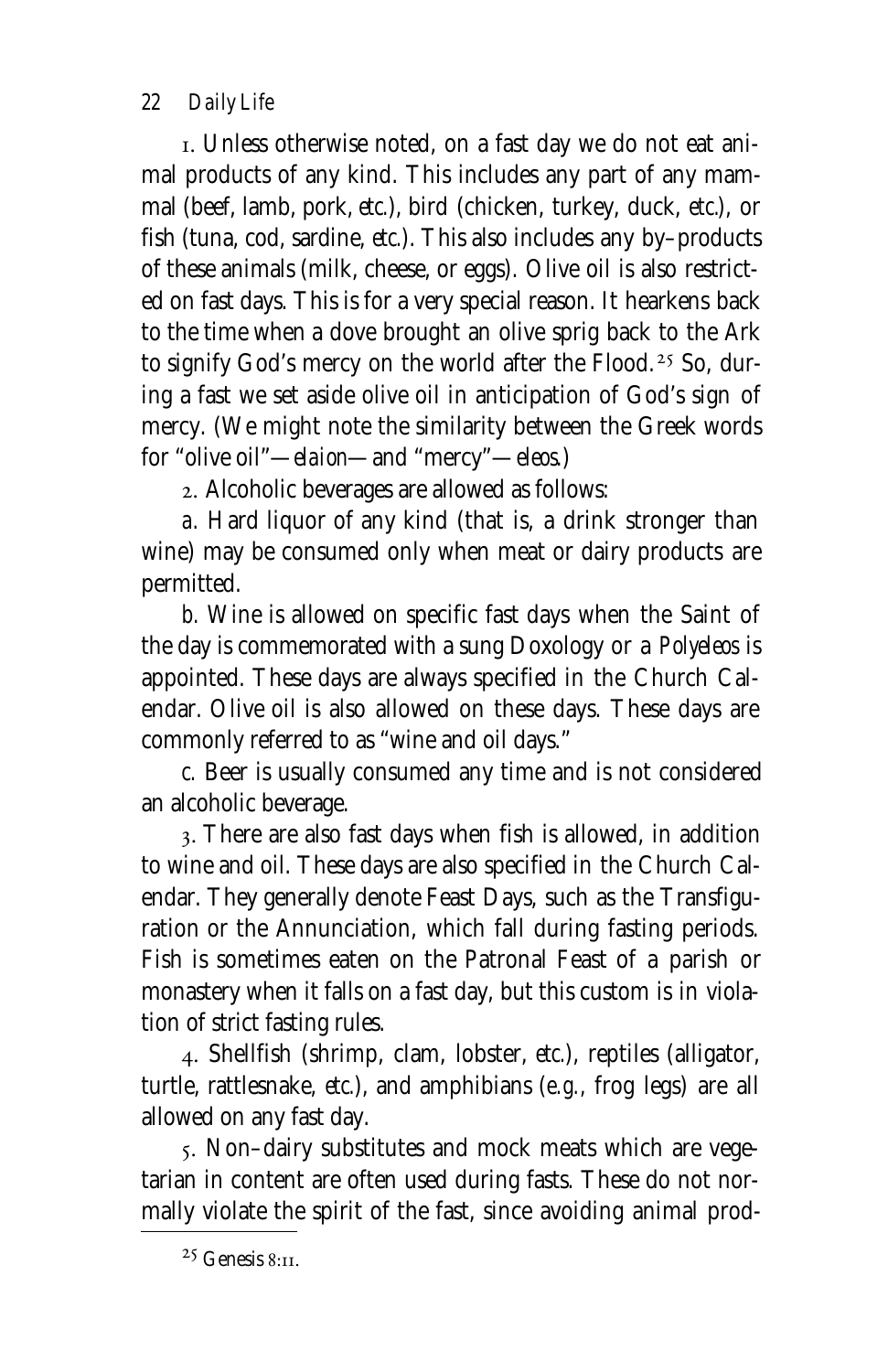1. Unless otherwise noted, on a fast day we do not eat animal products of any kind. This includes any part of any mammal (beef, lamb, pork, *etc.*), bird (chicken, turkey, duck, *etc.*), or fish (tuna, cod, sardine, *etc.*). This also includes any by–products of these animals (milk, cheese, or eggs). Olive oil is also restricted on fast days. This is for a very special reason. It hearkens back to the time when a dove brought an olive sprig back to the Ark to signify God's mercy on the world after the Flood.[25] So, during a fast we set aside olive oil in anticipation of God's sign of mercy. (We might note the similarity between the Greek words for "olive oil"—*elaion*—and "mercy"—*eleos*.)

2. Alcoholic beverages are allowed as follows:

a. Hard liquor of any kind (that is, a drink stronger than wine) may be consumed only when meat or dairy products are permitted.

b. Wine is allowed on specific fast days when the Saint of the day is commemorated with a sung Doxology or a *Polyeleos* is appointed. These days are always specified in the Church Calendar. Olive oil is also allowed on these days. These days are commonly referred to as "wine and oil days."

c. Beer is usually consumed any time and is not considered an alcoholic beverage.

3. There are also fast days when fish is allowed, in addition to wine and oil. These days are also specified in the Church Calendar. They generally denote Feast Days, such as the Transfiguration or the Annunciation, which fall during fasting periods. Fish is sometimes eaten on the Patronal Feast of a parish or monastery when it falls on a fast day, but this custom is in violation of strict fasting rules.

4. Shellfish (shrimp, clam, lobster, *etc.*), reptiles (alligator, turtle, rattlesnake, *etc.*), and amphibians (*e.g.*, frog legs) are all allowed on any fast day.

5. Non–dairy substitutes and mock meats which are vegetarian in content are often used during fasts. These do not normally violate the spirit of the fast, since avoiding animal prod-

[25] Genesis 8:11.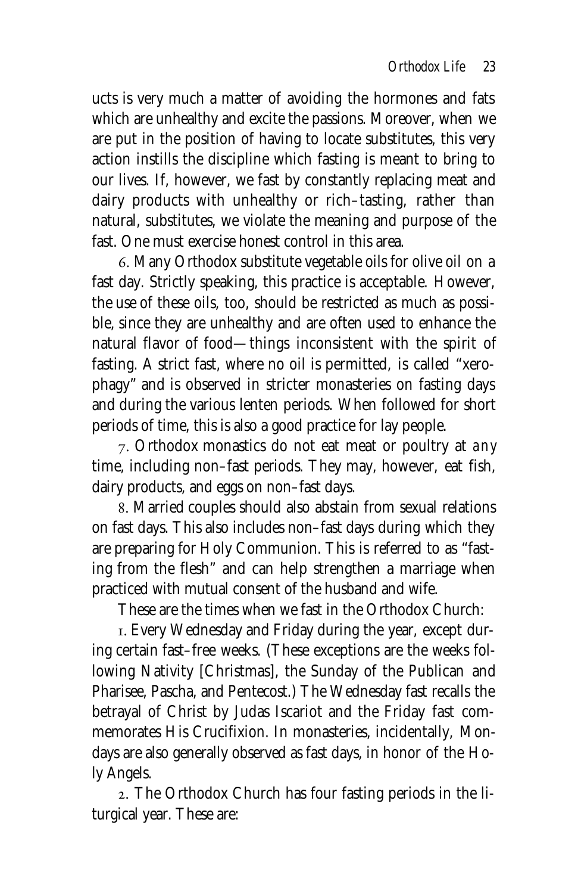ucts is very much a matter of avoiding the hormones and fats which are unhealthy and excite the passions. Moreover, when we are put in the position of having to locate substitutes, this very action instills the discipline which fasting is meant to bring to our lives. If, however, we fast by constantly replacing meat and dairy products with unhealthy or rich–tasting, rather than natural, substitutes, we violate the meaning and purpose of the fast. One must exercise honest control in this area.

6. Many Orthodox substitute vegetable oils for olive oil on a fast day. Strictly speaking, this practice is acceptable. However, the use of these oils, too, should be restricted as much as possible, since they are unhealthy and are often used to enhance the natural flavor of food—things inconsistent with the spirit of fasting. A strict fast, where no oil is permitted, is called "xerophagy" and is observed in stricter monasteries on fasting days and during the various lenten periods. When followed for short periods of time, this is also a good practice for lay people.

7. Orthodox monastics do not eat meat or poultry at *any* time, including non–fast periods. They may, however, eat fish, dairy products, and eggs on non–fast days.

8. Married couples should also abstain from sexual relations on fast days. This also includes non–fast days during which they are preparing for Holy Communion. This is referred to as "fasting from the flesh" and can help strengthen a marriage when practiced with mutual consent of the husband and wife.

These are the times when we fast in the Orthodox Church:

1. Every Wednesday and Friday during the year, except during certain fast–free weeks. (These exceptions are the weeks following Nativity [Christmas], the Sunday of the Publican and Pharisee, Pascha, and Pentecost.) The Wednesday fast recalls the betrayal of Christ by Judas Iscariot and the Friday fast commemorates His Crucifixion. In monasteries, incidentally, Mondays are also generally observed as fast days, in honor of the Holy Angels.

2. The Orthodox Church has four fasting periods in the liturgical year. These are: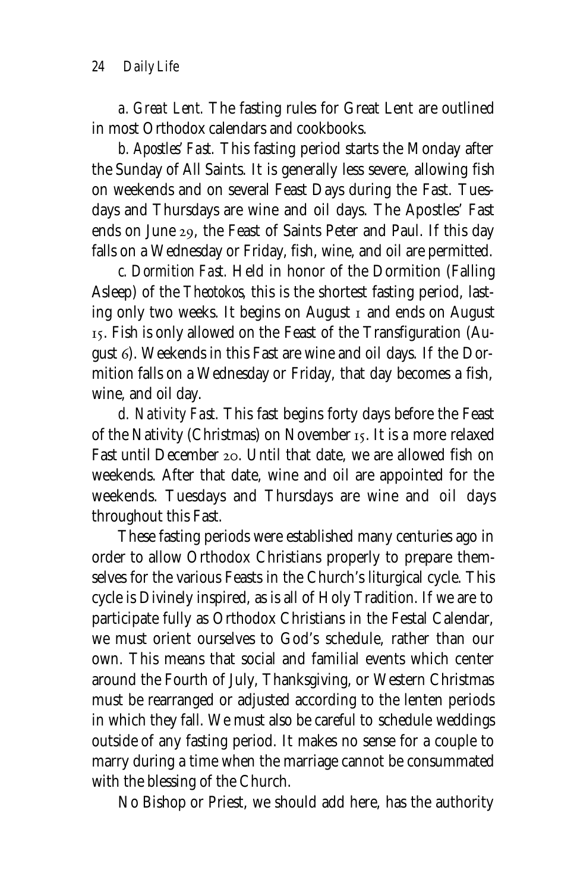*a. Great Lent.* The fasting rules for Great Lent are outlined in most Orthodox calendars and cookbooks.

*b. Apostles' Fast.* This fasting period starts the Monday after the Sunday of All Saints. It is generally less severe, allowing fish on weekends and on several Feast Days during the Fast. Tuesdays and Thursdays are wine and oil days. The Apostles' Fast ends on June 29, the Feast of Saints Peter and Paul. If this day falls on a Wednesday or Friday, fish, wine, and oil are permitted.

*c. Dormition Fast.* Held in honor of the Dormition (Falling Asleep) of the *Theotokos*, this is the shortest fasting period, lasting only two weeks. It begins on August 1 and ends on August 15. Fish is only allowed on the Feast of the Transfiguration (August 6). Weekends in this Fast are wine and oil days. If the Dormition falls on a Wednesday or Friday, that day becomes a fish, wine, and oil day.

*d. Nativity Fast.* This fast begins forty days before the Feast of the Nativity (Christmas) on November 15. It is a more relaxed Fast until December 20. Until that date, we are allowed fish on weekends. After that date, wine and oil are appointed for the weekends. Tuesdays and Thursdays are wine and oil days throughout this Fast.

These fasting periods were established many centuries ago in order to allow Orthodox Christians properly to prepare themselves for the various Feasts in the Church's liturgical cycle. This cycle is Divinely inspired, as is all of Holy Tradition. If we are to participate fully as Orthodox Christians in the Festal Calendar, we must orient ourselves to God's schedule, rather than our own. This means that social and familial events which center around the Fourth of July, Thanksgiving, or Western Christmas must be rearranged or adjusted according to the lenten periods in which they fall. We must also be careful to schedule weddings outside of any fasting period. It makes no sense for a couple to marry during a time when the marriage cannot be consummated with the blessing of the Church.

No Bishop or Priest, we should add here, has the authority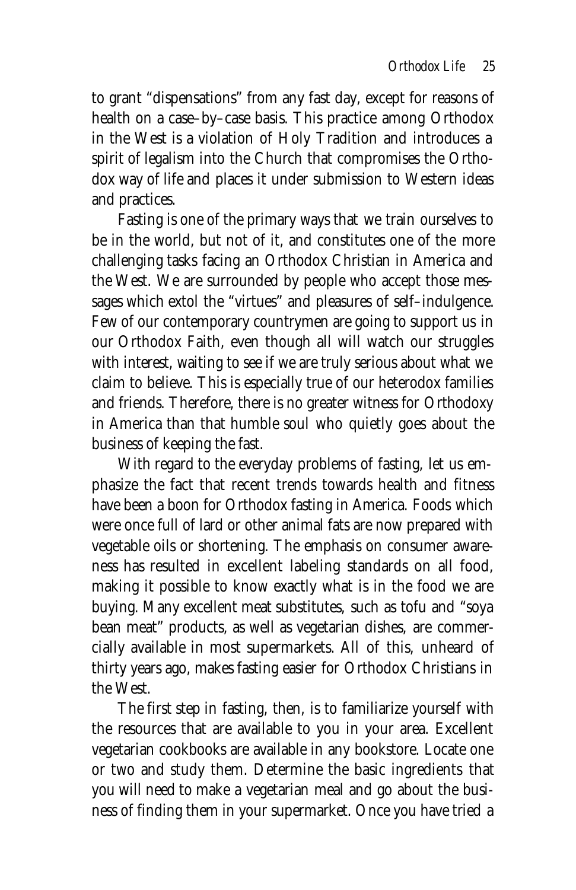to grant "dispensations" from any fast day, except for reasons of health on a case–by–case basis. This practice among Orthodox in the West is a violation of Holy Tradition and introduces a spirit of legalism into the Church that compromises the Orthodox way of life and places it under submission to Western ideas and practices.

Fasting is one of the primary ways that we train ourselves to be in the world, but not of it, and constitutes one of the more challenging tasks facing an Orthodox Christian in America and the West. We are surrounded by people who accept those messages which extol the "virtues" and pleasures of self–indulgence. Few of our contemporary countrymen are going to support us in our Orthodox Faith, even though all will watch our struggles with interest, waiting to see if we are truly serious about what we claim to believe. This is especially true of our heterodox families and friends. Therefore, there is no greater witness for Orthodoxy in America than that humble soul who quietly goes about the business of keeping the fast.

With regard to the everyday problems of fasting, let us emphasize the fact that recent trends towards health and fitness have been a boon for Orthodox fasting in America. Foods which were once full of lard or other animal fats are now prepared with vegetable oils or shortening. The emphasis on consumer awareness has resulted in excellent labeling standards on all food, making it possible to know exactly what is in the food we are buying. Many excellent meat substitutes, such as tofu and "soya bean meat" products, as well as vegetarian dishes, are commercially available in most supermarkets. All of this, unheard of thirty years ago, makes fasting easier for Orthodox Christians in the West.

The first step in fasting, then, is to familiarize yourself with the resources that are available to you in your area. Excellent vegetarian cookbooks are available in any bookstore. Locate one or two and study them. Determine the basic ingredients that you will need to make a vegetarian meal and go about the business of finding them in your supermarket. Once you have tried a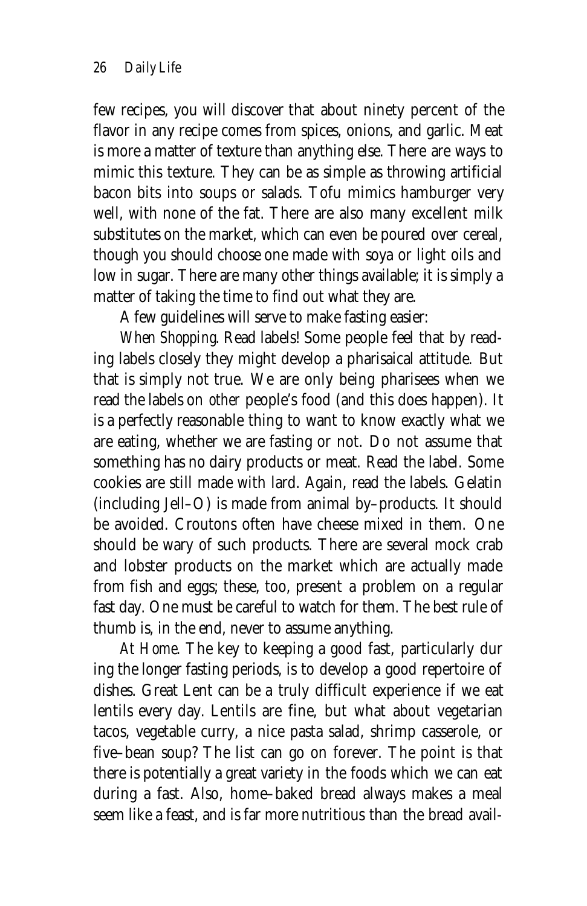few recipes, you will discover that about ninety percent of the flavor in any recipe comes from spices, onions, and garlic. Meat is more a matter of texture than anything else. There are ways to mimic this texture. They can be as simple as throwing artificial bacon bits into soups or salads. Tofu mimics hamburger very well, with none of the fat. There are also many excellent milk substitutes on the market, which can even be poured over cereal, though you should choose one made with soya or light oils and low in sugar. There are many other things available; it is simply a matter of taking the time to find out what they are.

A few guidelines will serve to make fasting easier:

*When Shopping.* Read labels! Some people feel that by reading labels closely they might develop a pharisaical attitude. But that is simply not true. We are only being pharisees when we read the labels on *other* people's food (and this does happen). It is a perfectly reasonable thing to want to know exactly what we are eating, whether we are fasting or not. Do not assume that something has no dairy products or meat. Read the label. Some cookies are still made with lard. Again, read the labels. Gelatin (including Jell–O) is made from animal by–products. It should be avoided. Croutons often have cheese mixed in them. One should be wary of such products. There are several mock crab and lobster products on the market which are actually made from fish and eggs; these, too, present a problem on a regular fast day. One must be careful to watch for them. The best rule of thumb is, in the end, never to assume anything.

*At Home.* The key to keeping a good fast, particularly dur ing the longer fasting periods, is to develop a good repertoire of dishes. Great Lent can be a truly difficult experience if we eat lentils every day. Lentils are fine, but what about vegetarian tacos, vegetable curry, a nice pasta salad, shrimp casserole, or five–bean soup? The list can go on forever. The point is that there is potentially a great variety in the foods which we can eat during a fast. Also, home–baked bread always makes a meal seem like a feast, and is far more nutritious than the bread avail-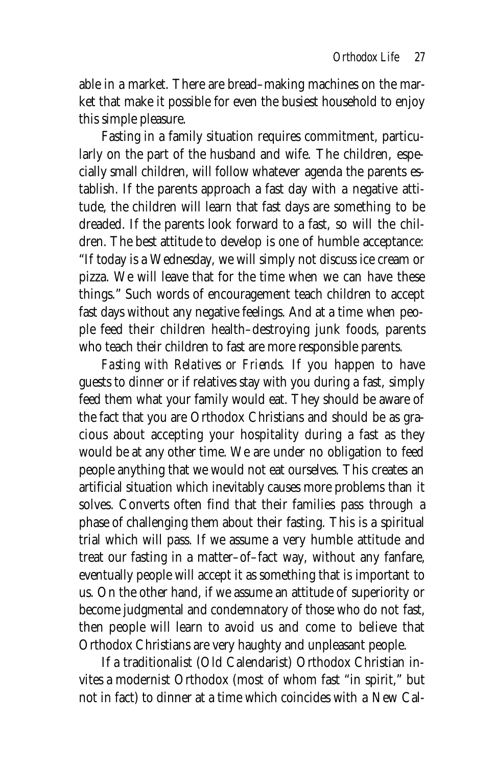able in a market. There are bread–making machines on the market that make it possible for even the busiest household to enjoy this simple pleasure.

Fasting in a family situation requires commitment, particularly on the part of the husband and wife. The children, especially small children, will follow whatever agenda the parents establish. If the parents approach a fast day with a negative attitude, the children will learn that fast days are something to be dreaded. If the parents look forward to a fast, so will the children. The best attitude to develop is one of humble acceptance: "If today is a Wednesday, we will simply not discuss ice cream or pizza. We will leave that for the time when we can have these things." Such words of encouragement teach children to accept fast days without any negative feelings. And at a time when people feed their children health–destroying junk foods, parents who teach their children to fast are more responsible parents.

*Fasting with Relatives or Friends.* If you happen to have guests to dinner or if relatives stay with you during a fast, simply feed them what your family would eat. They should be aware of the fact that you are Orthodox Christians and should be as gracious about accepting your hospitality during a fast as they would be at any other time. We are under no obligation to feed people anything that we would not eat ourselves. This creates an artificial situation which inevitably causes more problems than it solves. Converts often find that their families pass through a phase of challenging them about their fasting. This is a spiritual trial which will pass. If we assume a very humble attitude and treat our fasting in a matter–of–fact way, without any fanfare, eventually people will accept it as something that is important to us. On the other hand, if we assume an attitude of superiority or become judgmental and condemnatory of those who do not fast, then people will learn to avoid us and come to believe that Orthodox Christians are very haughty and unpleasant people.

If a traditionalist (Old Calendarist) Orthodox Christian invites a modernist Orthodox (most of whom fast "in spirit," but not in fact) to dinner at a time which coincides with a New Cal-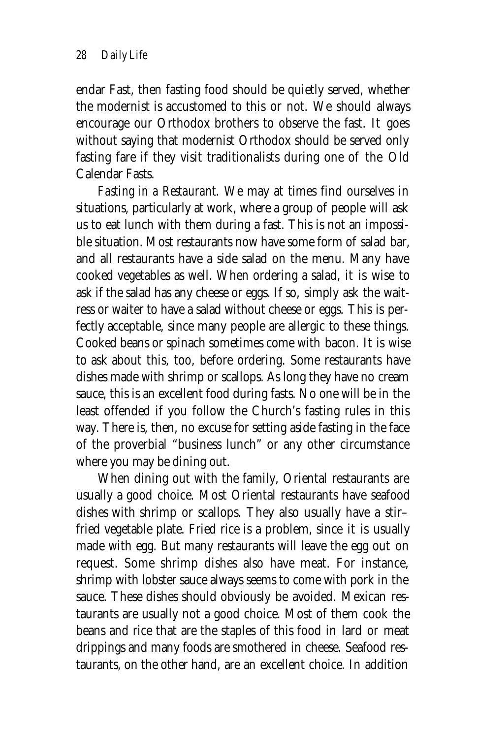endar Fast, then fasting food should be quietly served, whether the modernist is accustomed to this or not. We should always encourage our Orthodox brothers to observe the fast. It goes without saying that modernist Orthodox should be served only fasting fare if they visit traditionalists during one of the Old Calendar Fasts.

*Fasting in a Restaurant.* We may at times find ourselves in situations, particularly at work, where a group of people will ask us to eat lunch with them during a fast. This is not an impossible situation. Most restaurants now have some form of salad bar, and all restaurants have a side salad on the menu. Many have cooked vegetables as well. When ordering a salad, it is wise to ask if the salad has any cheese or eggs. If so, simply ask the waitress or waiter to have a salad without cheese or eggs. This is perfectly acceptable, since many people are allergic to these things. Cooked beans or spinach sometimes come with bacon. It is wise to ask about this, too, before ordering. Some restaurants have dishes made with shrimp or scallops. As long they have no cream sauce, this is an excellent food during fasts. No one will be in the least offended if you follow the Church's fasting rules in this way. There is, then, no excuse for setting aside fasting in the face of the proverbial "business lunch" or any other circumstance where you may be dining out.

When dining out with the family, Oriental restaurants are usually a good choice. Most Oriental restaurants have seafood dishes with shrimp or scallops. They also usually have a stir–fried vegetable plate. Fried rice is a problem, since it is usually made with egg. But many restaurants will leave the egg out on request. Some shrimp dishes also have meat. For instance, shrimp with lobster sauce always seems to come with pork in the sauce. These dishes should obviously be avoided. Mexican restaurants are usually not a good choice. Most of them cook the beans and rice that are the staples of this food in lard or meat drippings and many foods are smothered in cheese. Seafood restaurants, on the other hand, are an excellent choice. In addition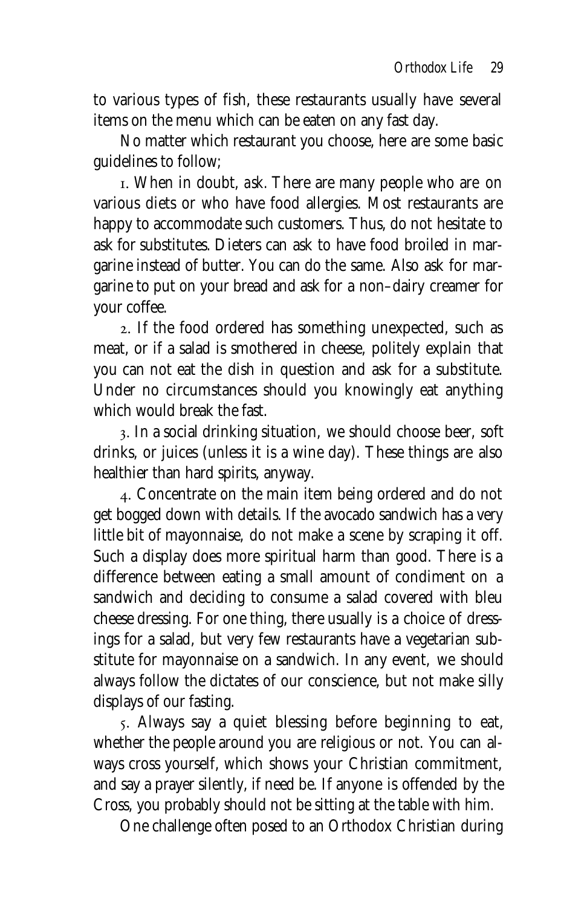to various types of fish, these restaurants usually have several items on the menu which can be eaten on any fast day.

No matter which restaurant you choose, here are some basic guidelines to follow;

1. When in doubt, *ask*. There are many people who are on various diets or who have food allergies. Most restaurants are happy to accommodate such customers. Thus, do not hesitate to ask for substitutes. Dieters can ask to have food broiled in margarine instead of butter. You can do the same. Also ask for margarine to put on your bread and ask for a non–dairy creamer for your coffee.

2. If the food ordered has something unexpected, such as meat, or if a salad is smothered in cheese, politely explain that you can not eat the dish in question and ask for a substitute. Under no circumstances should you knowingly eat anything which would break the fast.

3. In a social drinking situation, we should choose beer, soft drinks, or juices (unless it is a wine day). These things are also healthier than hard spirits, anyway.

4. Concentrate on the main item being ordered and do not get bogged down with details. If the avocado sandwich has a very little bit of mayonnaise, do not make a scene by scraping it off. Such a display does more spiritual harm than good. There is a difference between eating a small amount of condiment on a sandwich and deciding to consume a salad covered with bleu cheese dressing. For one thing, there usually is a choice of dressings for a salad, but very few restaurants have a vegetarian substitute for mayonnaise on a sandwich. In any event, we should always follow the dictates of our conscience, but not make silly displays of our fasting.

5. Always say a quiet blessing before beginning to eat, whether the people around you are religious or not. You can always cross yourself, which shows your Christian commitment, and say a prayer silently, if need be. If anyone is offended by the Cross, you probably should not be sitting at the table with him.

One challenge often posed to an Orthodox Christian during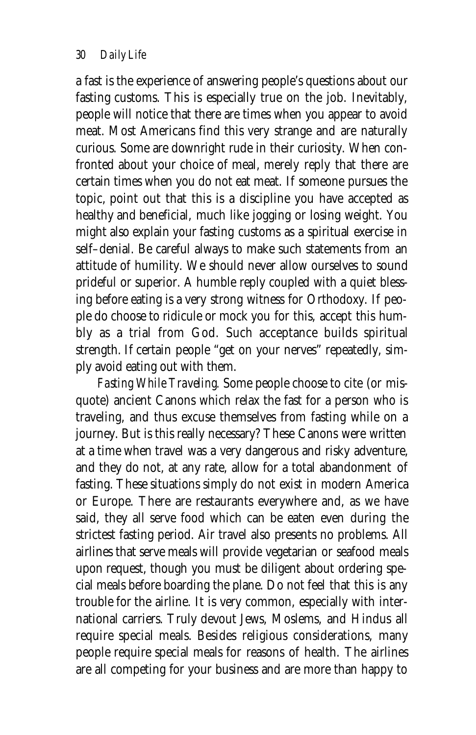a fast is the experience of answering people's questions about our fasting customs. This is especially true on the job. Inevitably, people will notice that there are times when you appear to avoid meat. Most Americans find this very strange and are naturally curious. Some are downright rude in their curiosity. When confronted about your choice of meal, merely reply that there are certain times when you do not eat meat. If someone pursues the topic, point out that this is a discipline you have accepted as healthy and beneficial, much like jogging or losing weight. You might also explain your fasting customs as a spiritual exercise in self–denial. Be careful always to make such statements from an attitude of humility. We should never allow ourselves to sound prideful or superior. A humble reply coupled with a quiet blessing before eating is a very strong witness for Orthodoxy. If people do choose to ridicule or mock you for this, accept this humbly as a trial from God. Such acceptance builds spiritual strength. If certain people "get on your nerves" repeatedly, simply avoid eating out with them.

*Fasting While Traveling.* Some people choose to cite (or misquote) ancient Canons which relax the fast for a person who is traveling, and thus excuse themselves from fasting while on a journey. But is this really necessary? These Canons were written at a time when travel was a very dangerous and risky adventure, and they do not, at any rate, allow for a total abandonment of fasting. These situations simply do not exist in modern America or Europe. There are restaurants everywhere and, as we have said, they all serve food which can be eaten even during the strictest fasting period. Air travel also presents no problems. All airlines that serve meals will provide vegetarian or seafood meals upon request, though you must be diligent about ordering special meals before boarding the plane. Do not feel that this is any trouble for the airline. It is very common, especially with international carriers. Truly devout Jews, Moslems, and Hindus all require special meals. Besides religious considerations, many people require special meals for reasons of health. The airlines are all competing for your business and are more than happy to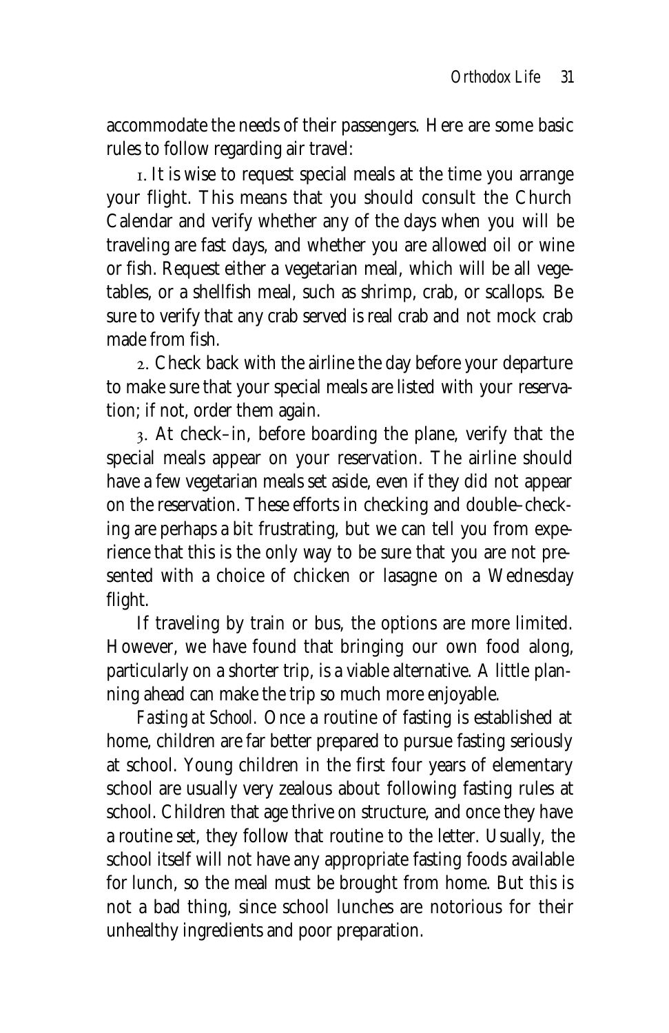accommodate the needs of their passengers. Here are some basic rules to follow regarding air travel:

1. It is wise to request special meals at the time you arrange your flight. This means that you should consult the Church Calendar and verify whether any of the days when you will be traveling are fast days, and whether you are allowed oil or wine or fish. Request either a vegetarian meal, which will be all vegetables, or a shellfish meal, such as shrimp, crab, or scallops. Be sure to verify that any crab served is real crab and not mock crab made from fish.

2. Check back with the airline the day before your departure to make sure that your special meals are listed with your reservation; if not, order them again.

3. At check–in, before boarding the plane, verify that the special meals appear on your reservation. The airline should have a few vegetarian meals set aside, even if they did not appear on the reservation. These efforts in checking and double–checking are perhaps a bit frustrating, but we can tell you from experience that this is the only way to be sure that you are not presented with a choice of chicken or lasagne on a Wednesday flight.

If traveling by train or bus, the options are more limited. However, we have found that bringing our own food along, particularly on a shorter trip, is a viable alternative. A little planning ahead can make the trip so much more enjoyable.

*Fasting at School.* Once a routine of fasting is established at home, children are far better prepared to pursue fasting seriously at school. Young children in the first four years of elementary school are usually very zealous about following fasting rules at school. Children that age thrive on structure, and once they have a routine set, they follow that routine to the letter. Usually, the school itself will not have any appropriate fasting foods available for lunch, so the meal must be brought from home. But this is not a bad thing, since school lunches are notorious for their unhealthy ingredients and poor preparation.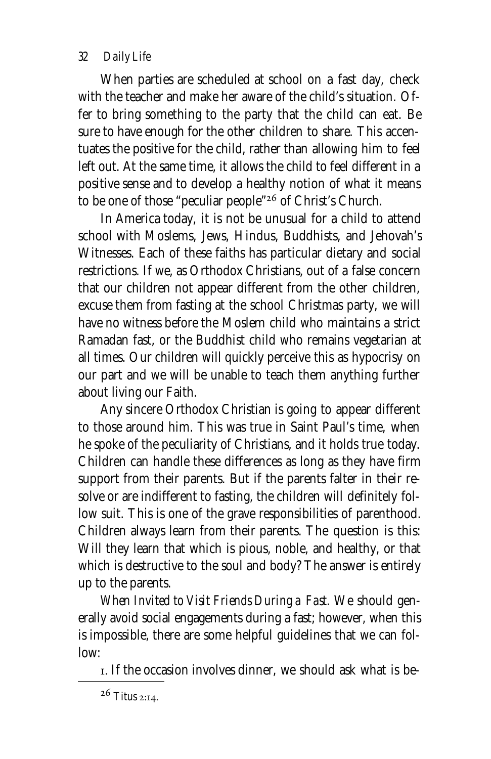When parties are scheduled at school on a fast day, check with the teacher and make her aware of the child's situation. Offer to bring something to the party that the child can eat. Be sure to have enough for the other children to share. This accentuates the positive for the child, rather than allowing him to feel left out. At the same time, it allows the child to feel different in a positive sense and to develop a healthy notion of what it means to be one of those "peculiar people"[26] of Christ's Church.

In America today, it is not be unusual for a child to attend school with Moslems, Jews, Hindus, Buddhists, and Jehovah's Witnesses. Each of these faiths has particular dietary and social restrictions. If we, as Orthodox Christians, out of a false concern that our children not appear different from the other children, excuse them from fasting at the school Christmas party, we will have no witness before the Moslem child who maintains a strict Ramadan fast, or the Buddhist child who remains vegetarian at all times. Our children will quickly perceive this as hypocrisy on our part and we will be unable to teach them anything further about living our Faith.

Any sincere Orthodox Christian is going to appear different to those around him. This was true in Saint Paul's time, when he spoke of the peculiarity of Christians, and it holds true today. Children can handle these differences as long as they have firm support from their parents. But if the parents falter in their resolve or are indifferent to fasting, the children will definitely follow suit. This is one of the grave responsibilities of parenthood. Children always learn from their parents. The question is this: Will they learn that which is pious, noble, and healthy, or that which is destructive to the soul and body? The answer is entirely up to the parents.

*When Invited to Visit Friends During a Fast.* We should generally avoid social engagements during a fast; however, when this is impossible, there are some helpful guidelines that we can follow:

1. If the occasion involves dinner, we should ask what is be-

[26] Titus 2:14.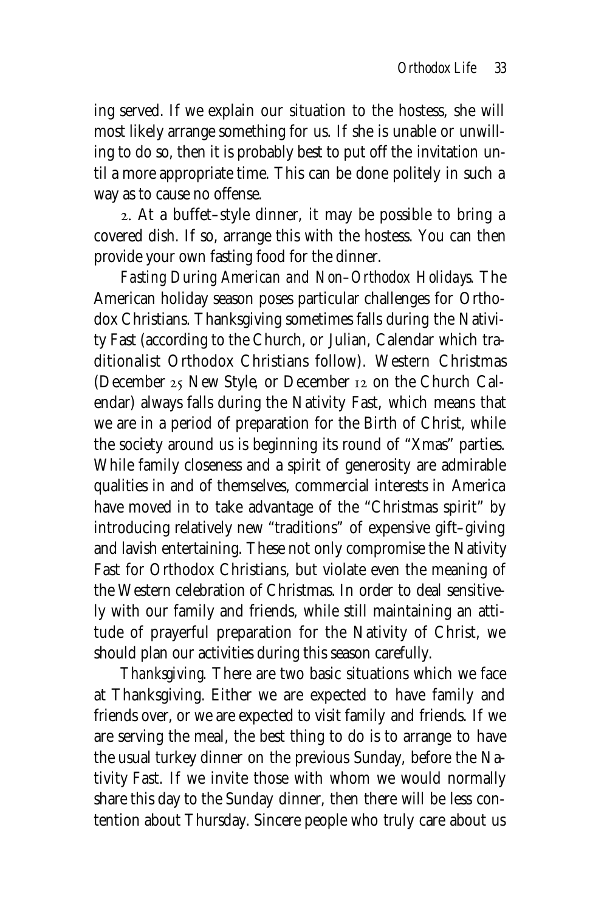ing served. If we explain our situation to the hostess, she will most likely arrange something for us. If she is unable or unwilling to do so, then it is probably best to put off the invitation until a more appropriate time. This can be done politely in such a way as to cause no offense.

2. At a buffet–style dinner, it may be possible to bring a covered dish. If so, arrange this with the hostess. You can then provide your own fasting food for the dinner.

*Fasting During American and Non–Orthodox Holidays.* The American holiday season poses particular challenges for Orthodox Christians. Thanksgiving sometimes falls during the Nativity Fast (according to the Church, or Julian, Calendar which traditionalist Orthodox Christians follow). Western Christmas (December 25 New Style, or December 12 on the Church Calendar) always falls during the Nativity Fast, which means that we are in a period of preparation for the Birth of Christ, while the society around us is beginning its round of "Xmas" parties. While family closeness and a spirit of generosity are admirable qualities in and of themselves, commercial interests in America have moved in to take advantage of the "Christmas spirit" by introducing relatively new "traditions" of expensive gift–giving and lavish entertaining. These not only compromise the Nativity Fast for Orthodox Christians, but violate even the meaning of the Western celebration of Christmas. In order to deal sensitively with our family and friends, while still maintaining an attitude of prayerful preparation for the Nativity of Christ, we should plan our activities during this season carefully.

*Thanksgiving.* There are two basic situations which we face at Thanksgiving. Either we are expected to have family and friends over, or we are expected to visit family and friends. If we are serving the meal, the best thing to do is to arrange to have the usual turkey dinner on the previous Sunday, before the Nativity Fast. If we invite those with whom we would normally share this day to the Sunday dinner, then there will be less contention about Thursday. Sincere people who truly care about us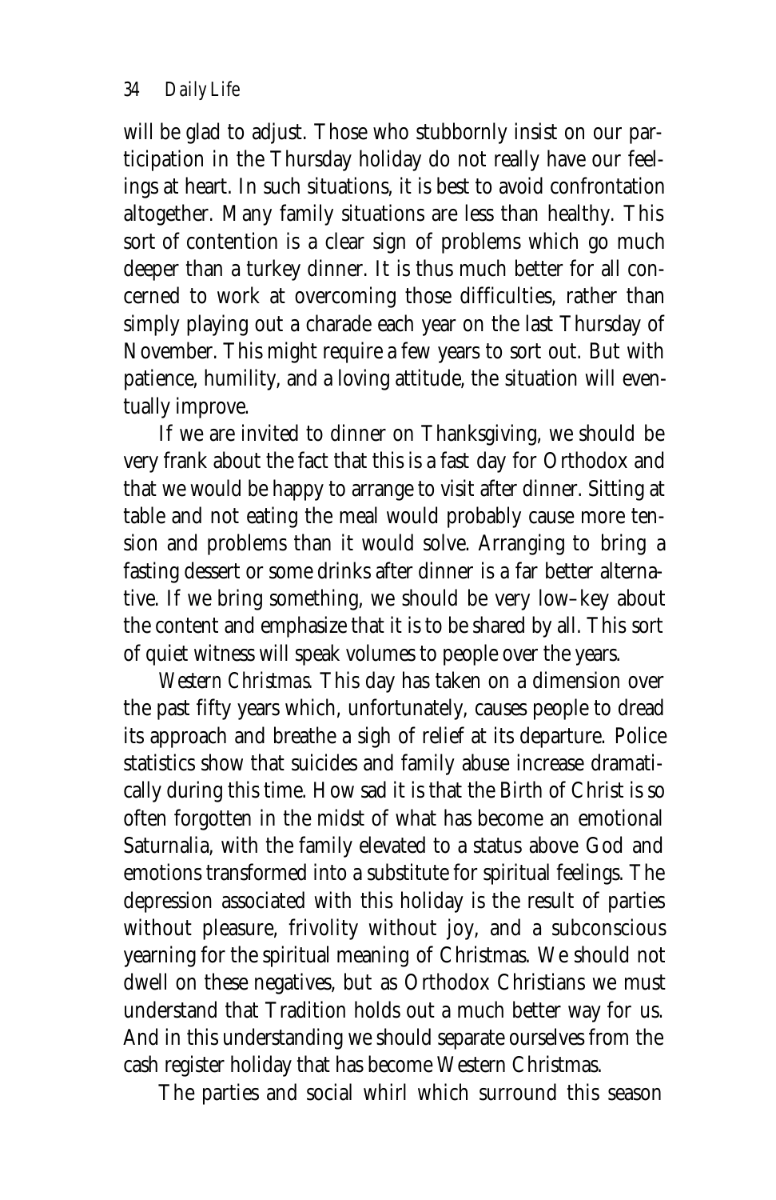will be glad to adjust. Those who stubbornly insist on our participation in the Thursday holiday do not really have our feelings at heart. In such situations, it is best to avoid confrontation altogether. Many family situations are less than healthy. This sort of contention is a clear sign of problems which go much deeper than a turkey dinner. It is thus much better for all concerned to work at overcoming those difficulties, rather than simply playing out a charade each year on the last Thursday of November. This might require a few years to sort out. But with patience, humility, and a loving attitude, the situation will eventually improve.

If we are invited to dinner on Thanksgiving, we should be very frank about the fact that this is a fast day for Orthodox and that we would be happy to arrange to visit after dinner. Sitting at table and not eating the meal would probably cause more tension and problems than it would solve. Arranging to bring a fasting dessert or some drinks after dinner is a far better alternative. If we bring something, we should be very low–key about the content and emphasize that it is to be shared by all. This sort of quiet witness will speak volumes to people over the years.

*Western Christmas.* This day has taken on a dimension over the past fifty years which, unfortunately, causes people to dread its approach and breathe a sigh of relief at its departure. Police statistics show that suicides and family abuse increase dramatically during this time. How sad it is that the Birth of Christ is so often forgotten in the midst of what has become an emotional Saturnalia, with the family elevated to a status above God and emotions transformed into a substitute for spiritual feelings. The depression associated with this holiday is the result of parties without pleasure, frivolity without joy, and a subconscious yearning for the spiritual meaning of Christmas. We should not dwell on these negatives, but as Orthodox Christians we must understand that Tradition holds out a much better way for us. And in this understanding we should separate ourselves from the cash register holiday that has become Western Christmas.

The parties and social whirl which surround this season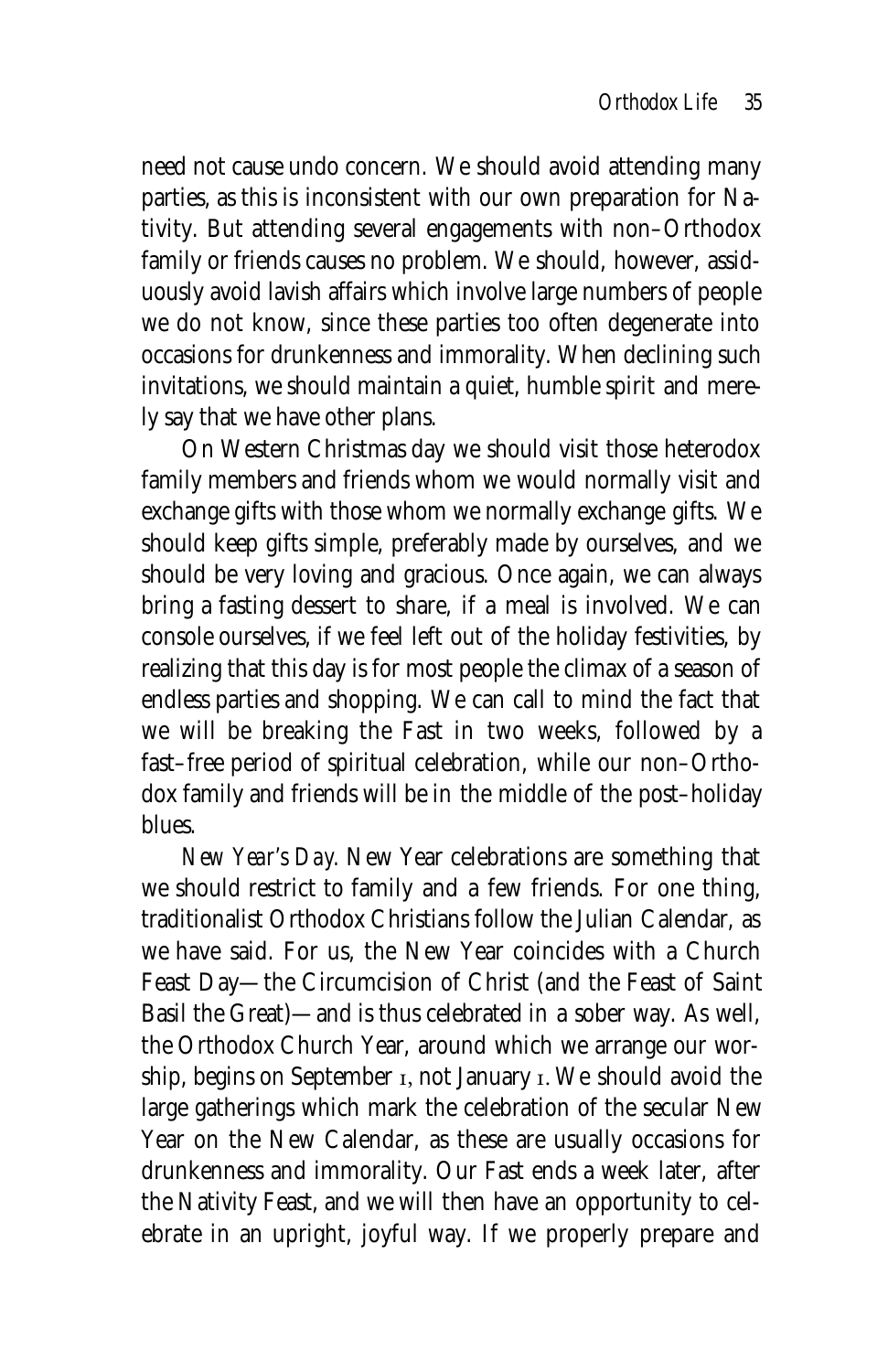need not cause undo concern. We should avoid attending many parties, as this is inconsistent with our own preparation for Nativity. But attending several engagements with non–Orthodox family or friends causes no problem. We should, however, assiduously avoid lavish affairs which involve large numbers of people we do not know, since these parties too often degenerate into occasions for drunkenness and immorality. When declining such invitations, we should maintain a quiet, humble spirit and merely say that we have other plans.

On Western Christmas day we should visit those heterodox family members and friends whom we would normally visit and exchange gifts with those whom we normally exchange gifts. We should keep gifts simple, preferably made by ourselves, and we should be very loving and gracious. Once again, we can always bring a fasting dessert to share, if a meal is involved. We can console ourselves, if we feel left out of the holiday festivities, by realizing that this day is for most people the climax of a season of endless parties and shopping. We can call to mind the fact that we will be breaking the Fast in two weeks, followed by a fast–free period of spiritual celebration, while our non–Orthodox family and friends will be in the middle of the post–holiday blues.

*New Year's Day*. New Year celebrations are something that we should restrict to family and a few friends. For one thing, traditionalist Orthodox Christians follow the Julian Calendar, as we have said. For us, the New Year coincides with a Church Feast Day—the Circumcision of Christ (and the Feast of Saint Basil the Great)—and is thus celebrated in a sober way. As well, the Orthodox Church Year, around which we arrange our worship, begins on September 1, not January 1. We should avoid the large gatherings which mark the celebration of the secular New Year on the New Calendar, as these are usually occasions for drunkenness and immorality. Our Fast ends a week later, after the Nativity Feast, and we will then have an opportunity to celebrate in an upright, joyful way. If we properly prepare and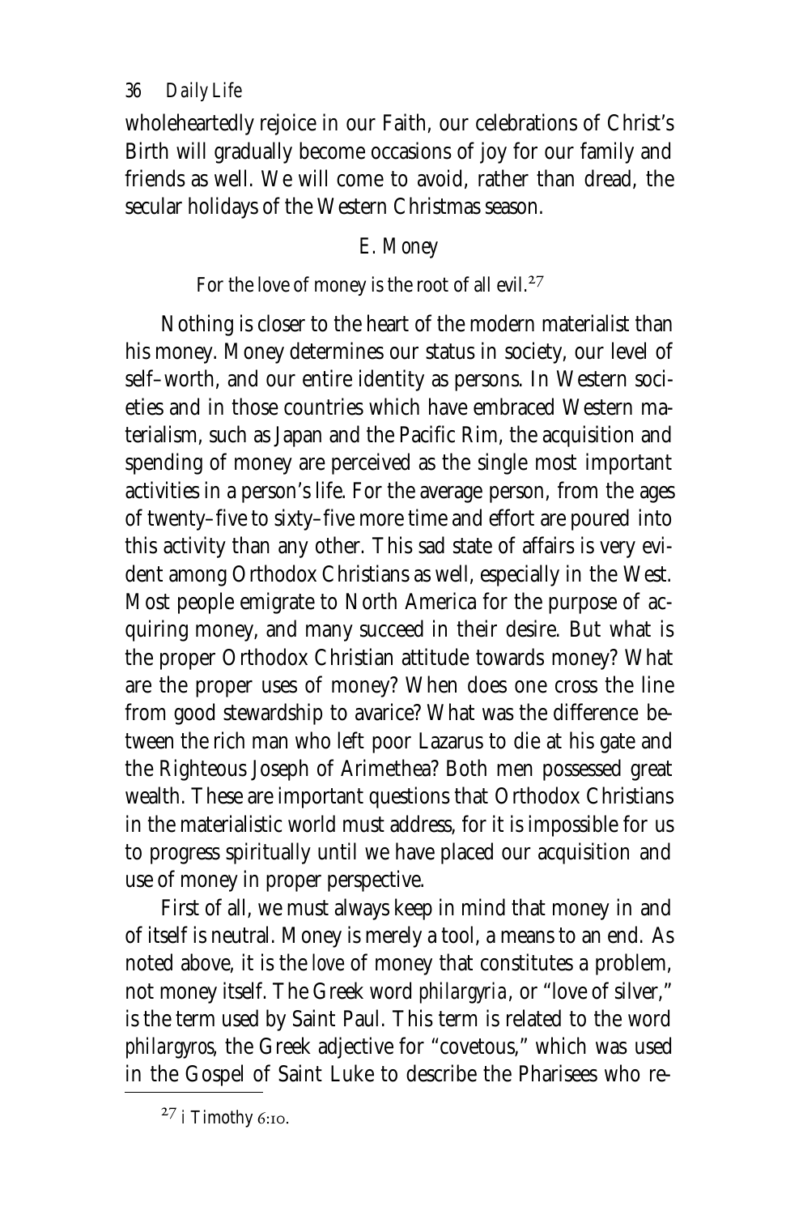wholeheartedly rejoice in our Faith, our celebrations of Christ's Birth will gradually become occasions of joy for our family and friends as well. We will come to avoid, rather than dread, the secular holidays of the Western Christmas season.

### E. Money

*For the love of money is the root of all evil.*[27]

Nothing is closer to the heart of the modern materialist than his money. Money determines our status in society, our level of self–worth, and our entire identity as persons. In Western societies and in those countries which have embraced Western materialism, such as Japan and the Pacific Rim, the acquisition and spending of money are perceived as the single most important activities in a person's life. For the average person, from the ages of twenty–five to sixty–five more time and effort are poured into this activity than any other. This sad state of affairs is very evident among Orthodox Christians as well, especially in the West. Most people emigrate to North America for the purpose of acquiring money, and many succeed in their desire. But what is the proper Orthodox Christian attitude towards money? What are the proper uses of money? When does one cross the line from good stewardship to avarice? What was the difference between the rich man who left poor Lazarus to die at his gate and the Righteous Joseph of Arimethea? Both men possessed great wealth. These are important questions that Orthodox Christians in the materialistic world must address, for it is impossible for us to progress spiritually until we have placed our acquisition and use of money in proper perspective.

First of all, we must always keep in mind that money in and of itself is neutral. Money is merely a tool, a means to an end. As noted above, it is the *love* of money that constitutes a problem, not money itself. The Greek word *philargyria*, or "love of silver," is the term used by Saint Paul. This term is related to the word *philargyros*, the Greek adjective for "covetous," which was used in the Gospel of Saint Luke to describe the Pharisees who re-

[27] I Timothy 6:10.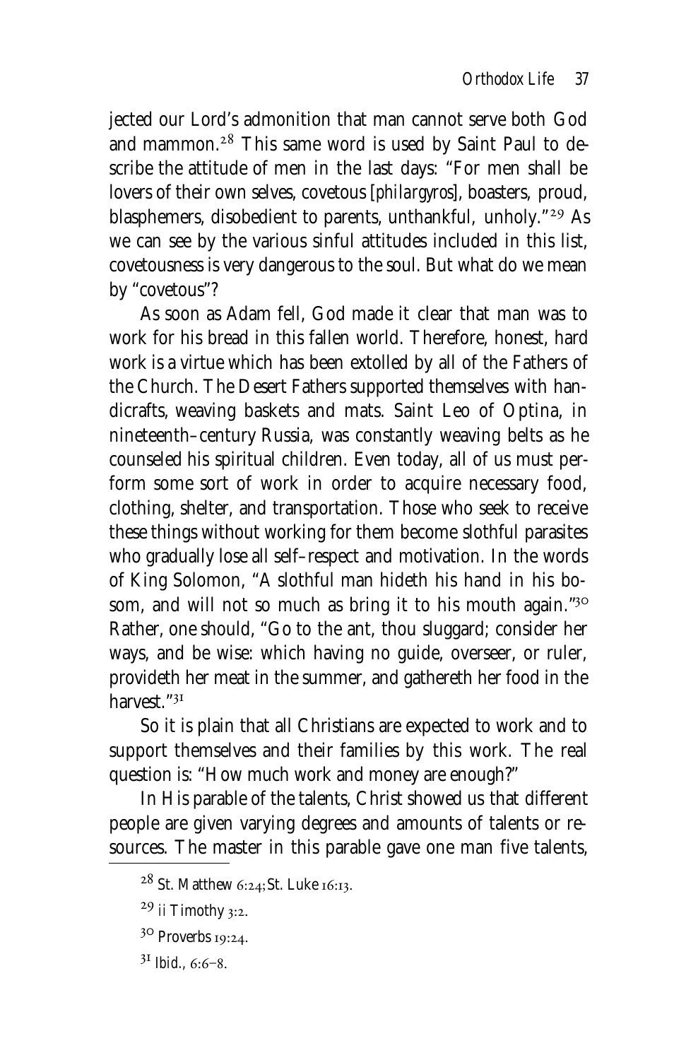jected our Lord's admonition that man cannot serve both God and mammon.[28] This same word is used by Saint Paul to describe the attitude of men in the last days: "For men shall be lovers of their own selves, covetous [*philargyros*], boasters, proud, blasphemers, disobedient to parents, unthankful, unholy."[29] As we can see by the various sinful attitudes included in this list, covetousness is very dangerous to the soul. But what do we mean by "covetous"?

As soon as Adam fell, God made it clear that man was to work for his bread in this fallen world. Therefore, honest, hard work is a virtue which has been extolled by all of the Fathers of the Church. The Desert Fathers supported themselves with handicrafts, weaving baskets and mats. Saint Leo of Optina, in nineteenth–century Russia, was constantly weaving belts as he counseled his spiritual children. Even today, all of us must perform some sort of work in order to acquire necessary food, clothing, shelter, and transportation. Those who seek to receive these things without working for them become slothful parasites who gradually lose all self–respect and motivation. In the words of King Solomon, "A slothful man hideth his hand in his bosom, and will not so much as bring it to his mouth again."[30] Rather, one should, "Go to the ant, thou sluggard; consider her ways, and be wise: which having no guide, overseer, or ruler, provideth her meat in the summer, and gathereth her food in the harvest."[31]

So it is plain that all Christians are expected to work and to support themselves and their families by this work. The real question is: "How much work and money are enough?"

In His parable of the talents, Christ showed us that different people are given varying degrees and amounts of talents or resources. The master in this parable gave one man five talents,

---

[28] St. Matthew 6:24; St. Luke 16:13.

[29] II Timothy 3:2.

[30] Proverbs 19:24.

[31] *Ibid.*, 6:6–8.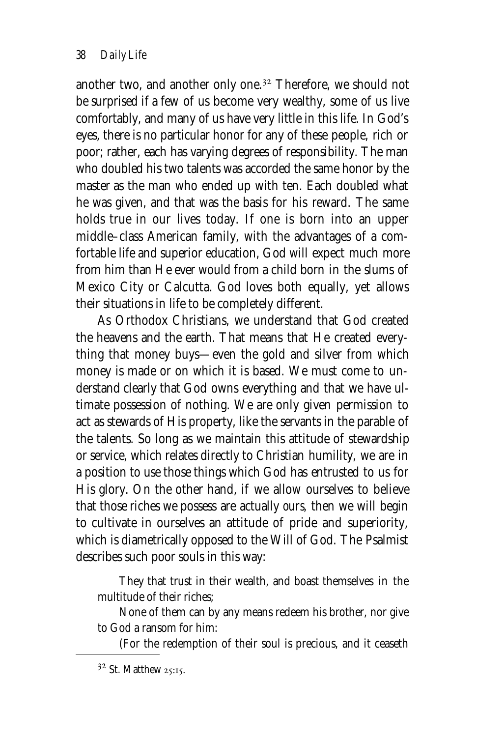another two, and another only one.[32] Therefore, we should not be surprised if a few of us become very wealthy, some of us live comfortably, and many of us have very little in this life. In God's eyes, there is no particular honor for any of these people, rich or poor; rather, each has varying degrees of responsibility. The man who doubled his two talents was accorded the same honor by the master as the man who ended up with ten. Each doubled what he was given, and that was the basis for his reward. The same holds true in our lives today. If one is born into an upper middle–class American family, with the advantages of a comfortable life and superior education, God will expect much more from him than He ever would from a child born in the slums of Mexico City or Calcutta. God loves both equally, yet allows their situations in life to be completely different.

As Orthodox Christians, we understand that God created the heavens and the earth. That means that He created everything that money buys—even the gold and silver from which money is made or on which it is based. We must come to understand clearly that God owns everything and that we have ultimate possession of nothing. We are only given permission to act as stewards of His property, like the servants in the parable of the talents. So long as we maintain this attitude of stewardship or service, which relates directly to Christian humility, we are in a position to use those things which God has entrusted to us for His glory. On the other hand, if we allow ourselves to believe that those riches we possess are actually *ours*, then we will begin to cultivate in ourselves an attitude of pride and superiority, which is diametrically opposed to the Will of God. The Psalmist describes such poor souls in this way:

> They that trust in their wealth, and boast themselves in the multitude of their riches;
>
> None of them can by any means redeem his brother, nor give to God a ransom for him:
>
> (For the redemption of their soul is precious, and it ceaseth

[32] St. Matthew 25:15.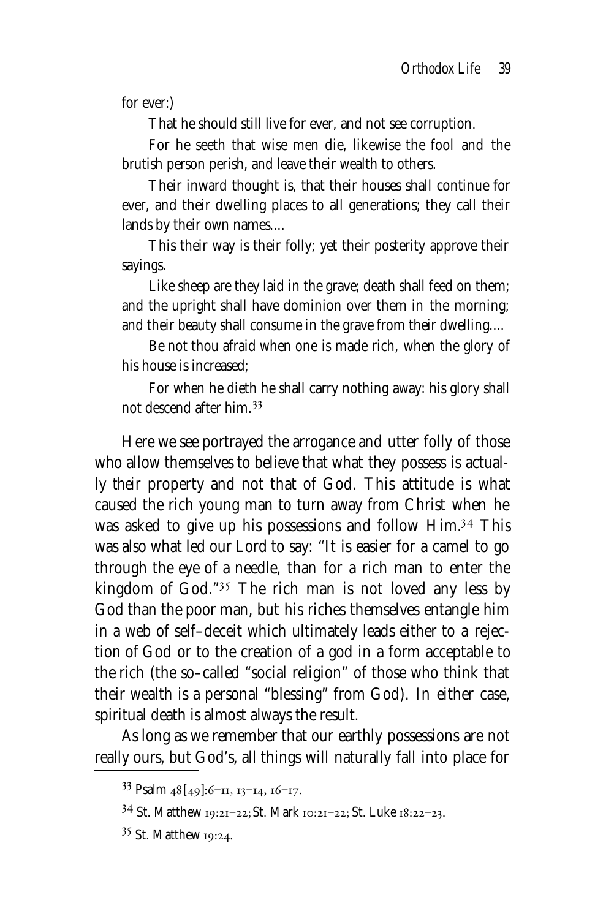for ever:)

> That he should still live for ever, and not see corruption.
>
> For he seeth that wise men die, likewise the fool and the brutish person perish, and leave their wealth to others.
>
> Their inward thought is, that their houses shall continue for ever, and their dwelling places to all generations; they call their lands by their own names....
>
> This their way is their folly; yet their posterity approve their sayings.
>
> Like sheep are they laid in the grave; death shall feed on them; and the upright shall have dominion over them in the morning; and their beauty shall consume in the grave from their dwelling....
>
> Be not thou afraid when one is made rich, when the glory of his house is increased;
>
> For when he dieth he shall carry nothing away: his glory shall not descend after him.[33]

Here we see portrayed the arrogance and utter folly of those who allow themselves to believe that what they possess is actually *their* property and not that of God. This attitude is what caused the rich young man to turn away from Christ when he was asked to give up his possessions and follow Him.[34] This was also what led our Lord to say: "It is easier for a camel to go through the eye of a needle, than for a rich man to enter the kingdom of God."[35] The rich man is not loved any less by God than the poor man, but his riches themselves entangle him in a web of self–deceit which ultimately leads either to a rejection of God or to the creation of a god in a form acceptable to the rich (the so–called "social religion" of those who think that their wealth is a personal "blessing" from God). In either case, spiritual death is almost always the result.

As long as we remember that our earthly possessions are not really ours, but God's, all things will naturally fall into place for

---

[33] Psalm 48[49]:6–11, 13–14, 16–17.

[34] St. Matthew 19:21–22; St. Mark 10:21–22; St. Luke 18:22–23.

[35] St. Matthew 19:24.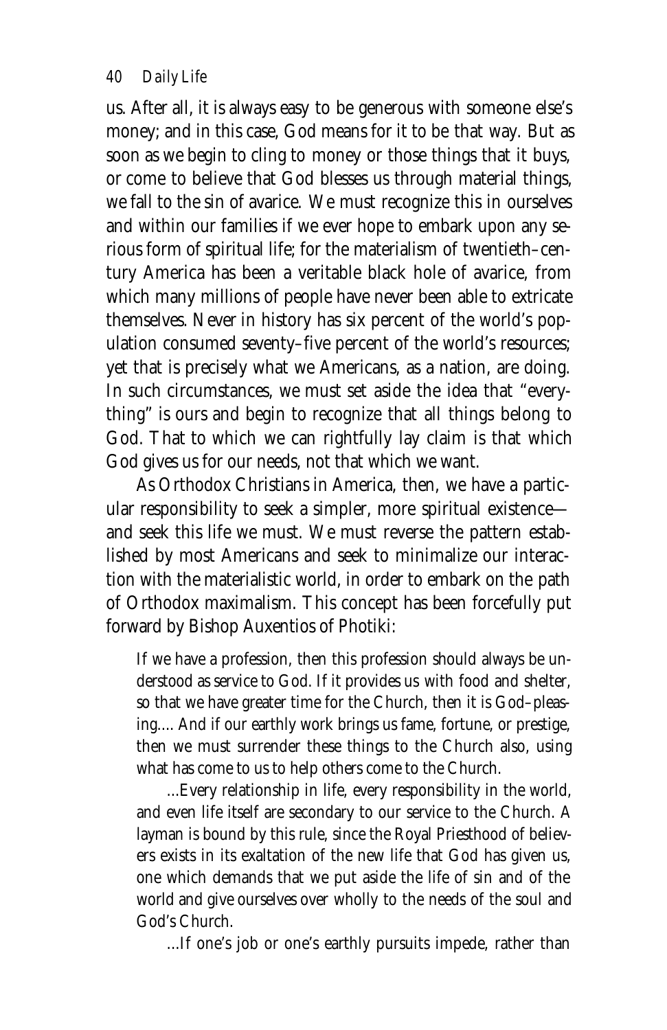us. After all, it is always easy to be generous with someone else's money; and in this case, God means for it to be that way. But as soon as we begin to cling to money or those things that it buys, or come to believe that God blesses us through material things, we fall to the sin of avarice. We must recognize this in ourselves and within our families if we ever hope to embark upon any serious form of spiritual life; for the materialism of twentieth–century America has been a veritable black hole of avarice, from which many millions of people have never been able to extricate themselves. Never in history has six percent of the world's population consumed seventy–five percent of the world's resources; yet that is precisely what we Americans, as a nation, are doing. In such circumstances, we must set aside the idea that "everything" is ours and begin to recognize that all things belong to God. That to which we can rightfully lay claim is that which God gives us for our needs, not that which we want.

As Orthodox Christians in America, then, we have a particular responsibility to seek a simpler, more spiritual existence—and seek this life we must. We must reverse the pattern established by most Americans and seek to minimalize our interaction with the materialistic world, in order to embark on the path of Orthodox maximalism. This concept has been forcefully put forward by Bishop Auxentios of Photiki:

> If we have a profession, then this profession should always be understood as service to God. If it provides us with food and shelter, so that we have greater time for the Church, then it is God–pleasing.... And if our earthly work brings us fame, fortune, or prestige, then we must surrender these things to the Church also, using what has come to us to help others come to the Church.
>
> ...Every relationship in life, every responsibility in the world, and even life itself are secondary to our service to the Church. A layman is bound by this rule, since the Royal Priesthood of believers exists in its exaltation of the new life that God has given us, one which demands that we put aside the life of sin and of the world and give ourselves over wholly to the needs of the soul and God's Church.
>
> ...If one's job or one's earthly pursuits impede, rather than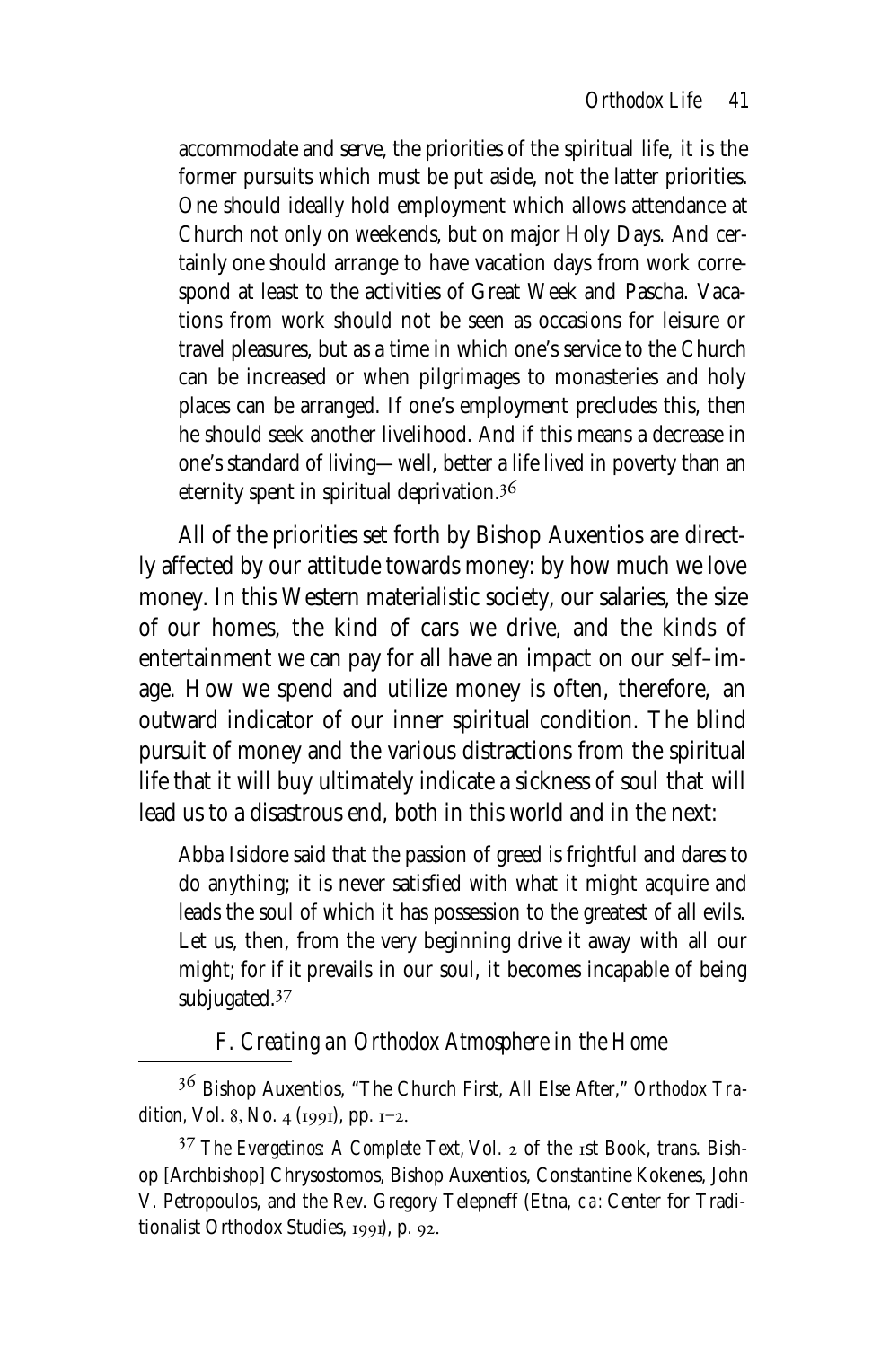accommodate and serve, the priorities of the spiritual life, it is the former pursuits which must be put aside, not the latter priorities. One should ideally hold employment which allows attendance at Church not only on weekends, but on major Holy Days. And certainly one should arrange to have vacation days from work correspond at least to the activities of Great Week and Pascha. Vacations from work should not be seen as occasions for leisure or travel pleasures, but as a time in which one's service to the Church can be increased or when pilgrimages to monasteries and holy places can be arranged. If one's employment precludes this, then he should seek another livelihood. And if this means a decrease in one's standard of living—well, better a life lived in poverty than an eternity spent in spiritual deprivation.[36]

All of the priorities set forth by Bishop Auxentios are directly affected by our attitude towards money: by how much we love money. In this Western materialistic society, our salaries, the size of our homes, the kind of cars we drive, and the kinds of entertainment we can pay for all have an impact on our self-image. How we spend and utilize money is often, therefore, an outward indicator of our inner spiritual condition. The blind pursuit of money and the various distractions from the spiritual life that it will buy ultimately indicate a sickness of soul that will lead us to a disastrous end, both in this world and in the next:

> Abba Isidore said that the passion of greed is frightful and dares to do anything; it is never satisfied with what it might acquire and leads the soul of which it has possession to the greatest of all evils. Let us, then, from the very beginning drive it away with all our might; for if it prevails in our soul, it becomes incapable of being subjugated.[37]

### *F. Creating an Orthodox Atmosphere in the Home*

---

[36] Bishop Auxentios, "The Church First, All Else After," *Orthodox Tradition*, Vol. 8, No. 4 (1991), pp. 1–2.

[37] *The Evergetinos: A Complete Text*, Vol. 2 of the 1st Book, trans. Bishop [Archbishop] Chrysostomos, Bishop Auxentios, Constantine Kokenes, John V. Petropoulos, and the Rev. Gregory Telepneff (Etna, CA: Center for Traditionalist Orthodox Studies, 1991), p. 92.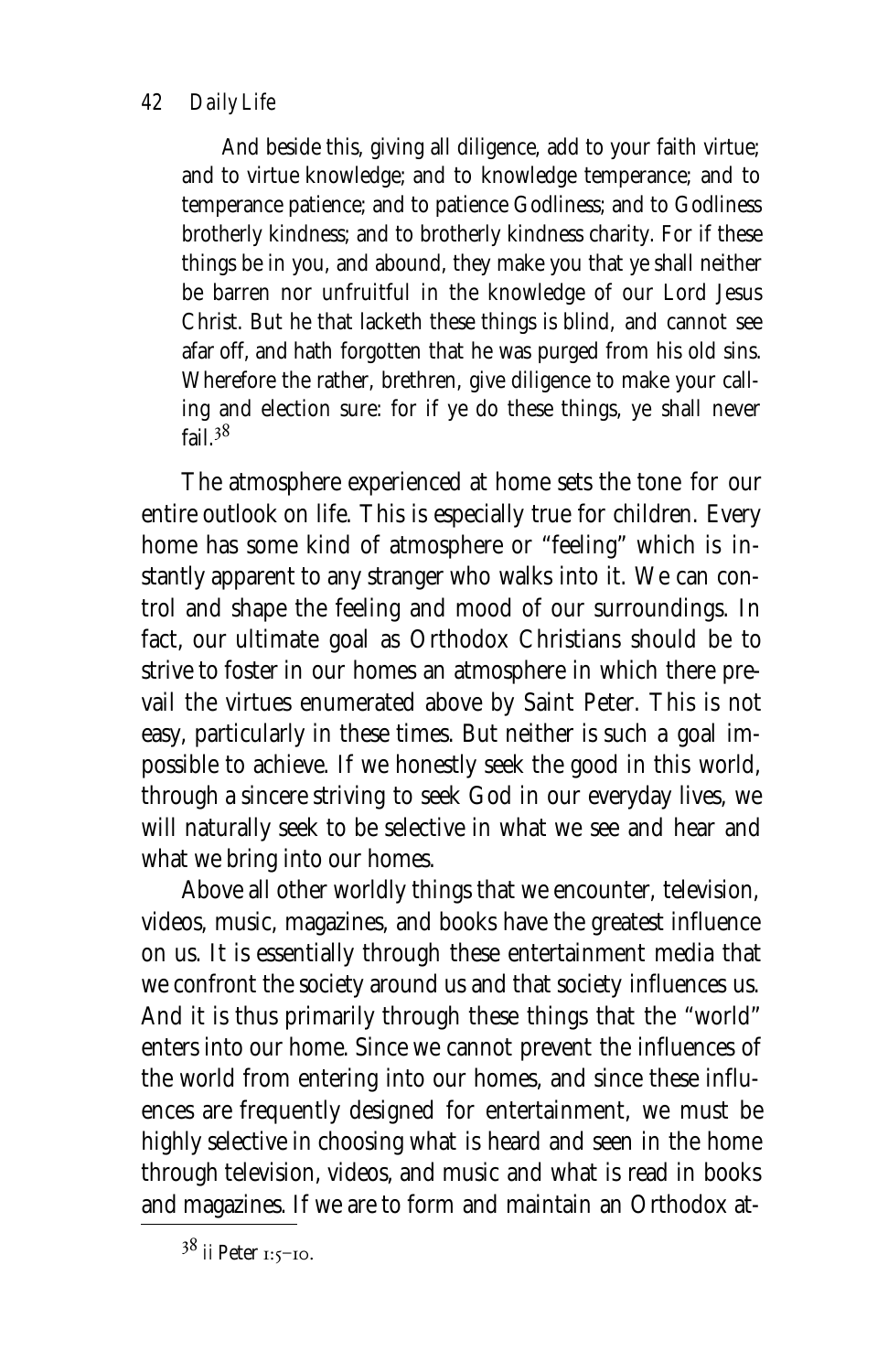> And beside this, giving all diligence, add to your faith virtue; and to virtue knowledge; and to knowledge temperance; and to temperance patience; and to patience Godliness; and to Godliness brotherly kindness; and to brotherly kindness charity. For if these things be in you, and abound, they make you that ye shall neither be barren nor unfruitful in the knowledge of our Lord Jesus Christ. But he that lacketh these things is blind, and cannot see afar off, and hath forgotten that he was purged from his old sins. Wherefore the rather, brethren, give diligence to make your calling and election sure: for if ye do these things, ye shall never fail.[38]

The atmosphere experienced at home sets the tone for our entire outlook on life. This is especially true for children. Every home has some kind of atmosphere or "feeling" which is instantly apparent to any stranger who walks into it. We can control and shape the feeling and mood of our surroundings. In fact, our ultimate goal as Orthodox Christians should be to strive to foster in our homes an atmosphere in which there prevail the virtues enumerated above by Saint Peter. This is not easy, particularly in these times. But neither is such a goal impossible to achieve. If we honestly seek the good in this world, through a sincere striving to seek God in our everyday lives, we will naturally seek to be selective in what we see and hear and what we bring into our homes.

Above all other worldly things that we encounter, television, videos, music, magazines, and books have the greatest influence on us. It is essentially through these entertainment media that we confront the society around us and that society influences us. And it is thus primarily through these things that the "world" enters into our home. Since we cannot prevent the influences of the world from entering into our homes, and since these influences are frequently designed for entertainment, we must be highly selective in choosing what is heard and seen in the home through television, videos, and music and what is read in books and magazines. If we are to form and maintain an Orthodox at-

[38] II Peter 1:5–10.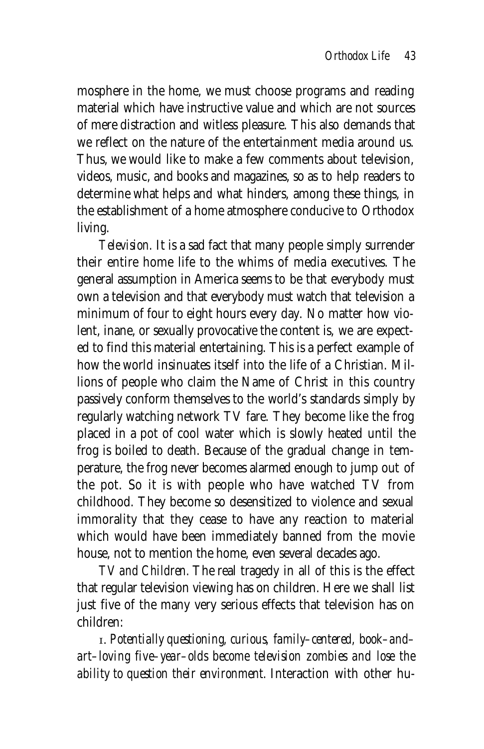mosphere in the home, we must choose programs and reading material which have instructive value and which are not sources of mere distraction and witless pleasure. This also demands that we reflect on the nature of the entertainment media around us. Thus, we would like to make a few comments about television, videos, music, and books and magazines, so as to help readers to determine what helps and what hinders, among these things, in the establishment of a home atmosphere conducive to Orthodox living.

*Television.* It is a sad fact that many people simply surrender their entire home life to the whims of media executives. The general assumption in America seems to be that everybody must own a television and that everybody must watch that television a minimum of four to eight hours every day. No matter how violent, inane, or sexually provocative the content is, we are expected to find this material entertaining. This is a perfect example of how the world insinuates itself into the life of a Christian. Millions of people who claim the Name of Christ in this country passively conform themselves to the world's standards simply by regularly watching network TV fare. They become like the frog placed in a pot of cool water which is slowly heated until the frog is boiled to death. Because of the gradual change in temperature, the frog never becomes alarmed enough to jump out of the pot. So it is with people who have watched TV from childhood. They become so desensitized to violence and sexual immorality that they cease to have any reaction to material which would have been immediately banned from the movie house, not to mention the home, even several decades ago.

*TV and Children.* The real tragedy in all of this is the effect that regular television viewing has on children. Here we shall list just five of the many very serious effects that television has on children:

1. *Potentially questioning, curious, family–centered, book–and–art–loving five–year–olds become television zombies and lose the ability to question their environment.* Interaction with other hu-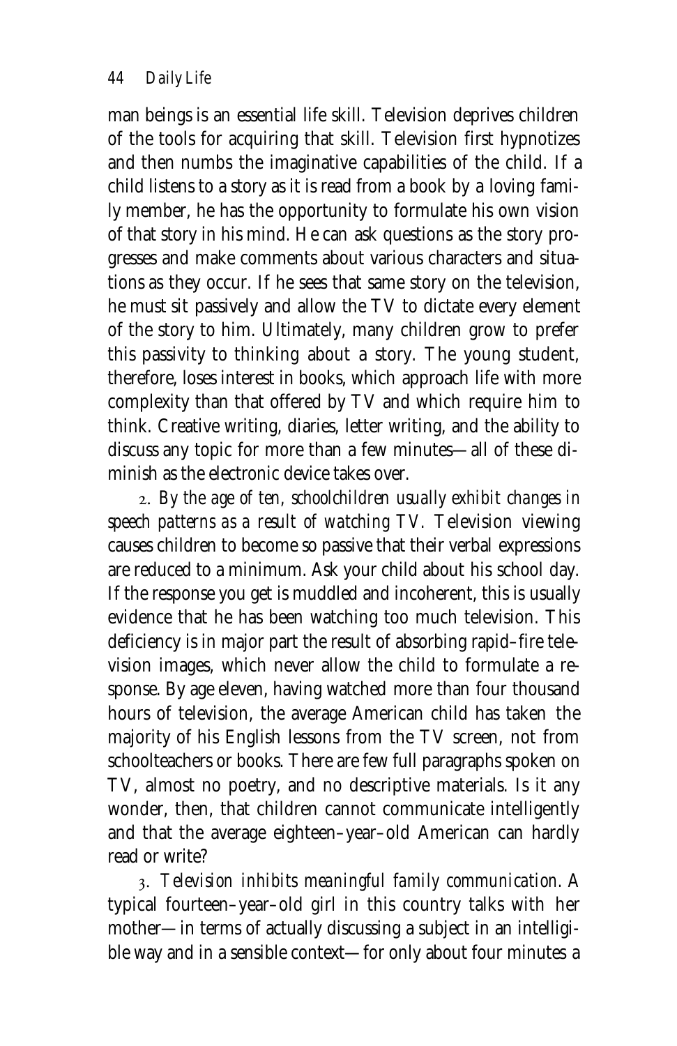man beings is an essential life skill. Television deprives children of the tools for acquiring that skill. Television first hypnotizes and then numbs the imaginative capabilities of the child. If a child listens to a story as it is read from a book by a loving family member, he has the opportunity to formulate his own vision of that story in his mind. He can ask questions as the story progresses and make comments about various characters and situations as they occur. If he sees that same story on the television, he must sit passively and allow the TV to dictate every element of the story to him. Ultimately, many children grow to prefer this passivity to thinking about a story. The young student, therefore, loses interest in books, which approach life with more complexity than that offered by TV and which require him to think. Creative writing, diaries, letter writing, and the ability to discuss any topic for more than a few minutes—all of these diminish as the electronic device takes over.

2. *By the age of ten, schoolchildren usually exhibit changes in speech patterns as a result of watching TV.* Television viewing causes children to become so passive that their verbal expressions are reduced to a minimum. Ask your child about his school day. If the response you get is muddled and incoherent, this is usually evidence that he has been watching too much television. This deficiency is in major part the result of absorbing rapid–fire television images, which never allow the child to formulate a response. By age eleven, having watched more than four thousand hours of television, the average American child has taken the majority of his English lessons from the TV screen, not from schoolteachers or books. There are few full paragraphs spoken on TV, almost no poetry, and no descriptive materials. Is it any wonder, then, that children cannot communicate intelligently and that the average eighteen–year–old American can hardly read or write?

3. *Television inhibits meaningful family communication.* A typical fourteen–year–old girl in this country talks with her mother—in terms of actually discussing a subject in an intelligible way and in a sensible context—for only about four minutes a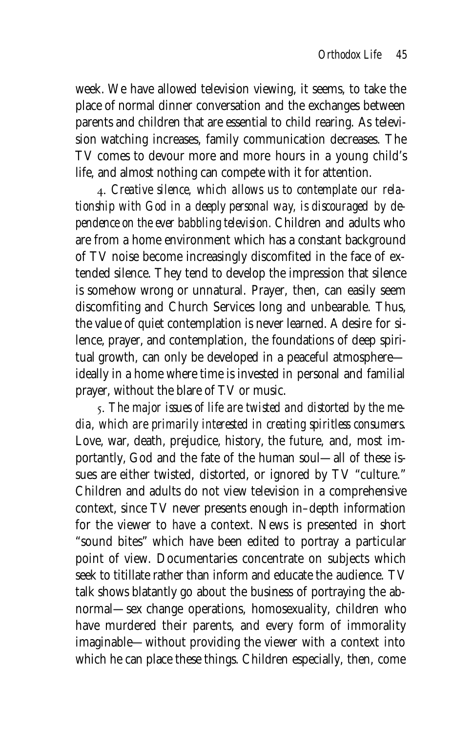week. We have allowed television viewing, it seems, to take the place of normal dinner conversation and the exchanges between parents and children that are essential to child rearing. As television watching increases, family communication decreases. The TV comes to devour more and more hours in a young child's life, and almost nothing can compete with it for attention.

4. *Creative silence, which allows us to contemplate our relationship with God in a deeply personal way, is discouraged by dependence on the ever babbling television.* Children and adults who are from a home environment which has a constant background of TV noise become increasingly discomfited in the face of extended silence. They tend to develop the impression that silence is somehow wrong or unnatural. Prayer, then, can easily seem discomfiting and Church Services long and unbearable. Thus, the value of quiet contemplation is never learned. A desire for silence, prayer, and contemplation, the foundations of deep spiritual growth, can only be developed in a peaceful atmosphere—ideally in a home where time is invested in personal and familial prayer, without the blare of TV or music.

5. *The major issues of life are twisted and distorted by the media, which are primarily interested in creating spiritless consumers.* Love, war, death, prejudice, history, the future, and, most importantly, God and the fate of the human soul—all of these issues are either twisted, distorted, or ignored by TV "culture." Children and adults do not view television in a comprehensive context, since TV never presents enough in–depth information for the viewer to *have* a context. News is presented in short "sound bites" which have been edited to portray a particular point of view. Documentaries concentrate on subjects which seek to titillate rather than inform and educate the audience. TV talk shows blatantly go about the business of portraying the abnormal—sex change operations, homosexuality, children who have murdered their parents, and every form of immorality imaginable—without providing the viewer with a context into which he can place these things. Children especially, then, come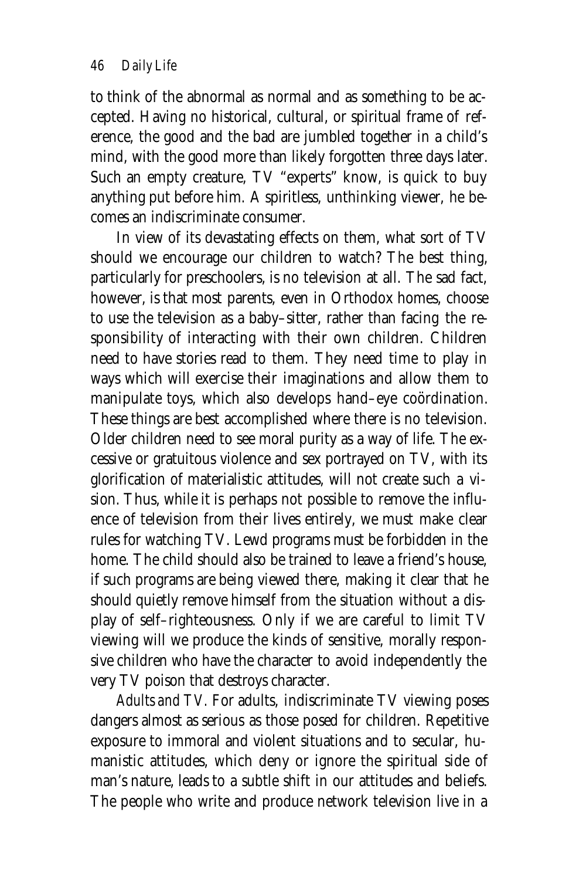to think of the abnormal as normal and as something to be accepted. Having no historical, cultural, or spiritual frame of reference, the good and the bad are jumbled together in a child's mind, with the good more than likely forgotten three days later. Such an empty creature, TV "experts" know, is quick to buy anything put before him. A spiritless, unthinking viewer, he becomes an indiscriminate consumer.

In view of its devastating effects on them, what sort of TV should we encourage our children to watch? The best thing, particularly for preschoolers, is no television at all. The sad fact, however, is that most parents, even in Orthodox homes, choose to use the television as a baby–sitter, rather than facing the responsibility of interacting with their own children. Children need to have stories read to them. They need time to play in ways which will exercise their imaginations and allow them to manipulate toys, which also develops hand–eye coördination. These things are best accomplished where there is no television. Older children need to see moral purity as a way of life. The excessive or gratuitous violence and sex portrayed on TV, with its glorification of materialistic attitudes, will not create such a vision. Thus, while it is perhaps not possible to remove the influence of television from their lives entirely, we must make clear rules for watching TV. Lewd programs must be forbidden in the home. The child should also be trained to leave a friend's house, if such programs are being viewed there, making it clear that he should quietly remove himself from the situation without a display of self–righteousness. Only if we are careful to limit TV viewing will we produce the kinds of sensitive, morally responsive children who have the character to avoid independently the very TV poison that destroys character.

*Adults and TV.* For adults, indiscriminate TV viewing poses dangers almost as serious as those posed for children. Repetitive exposure to immoral and violent situations and to secular, humanistic attitudes, which deny or ignore the spiritual side of man's nature, leads to a subtle shift in our attitudes and beliefs. The people who write and produce network television live in a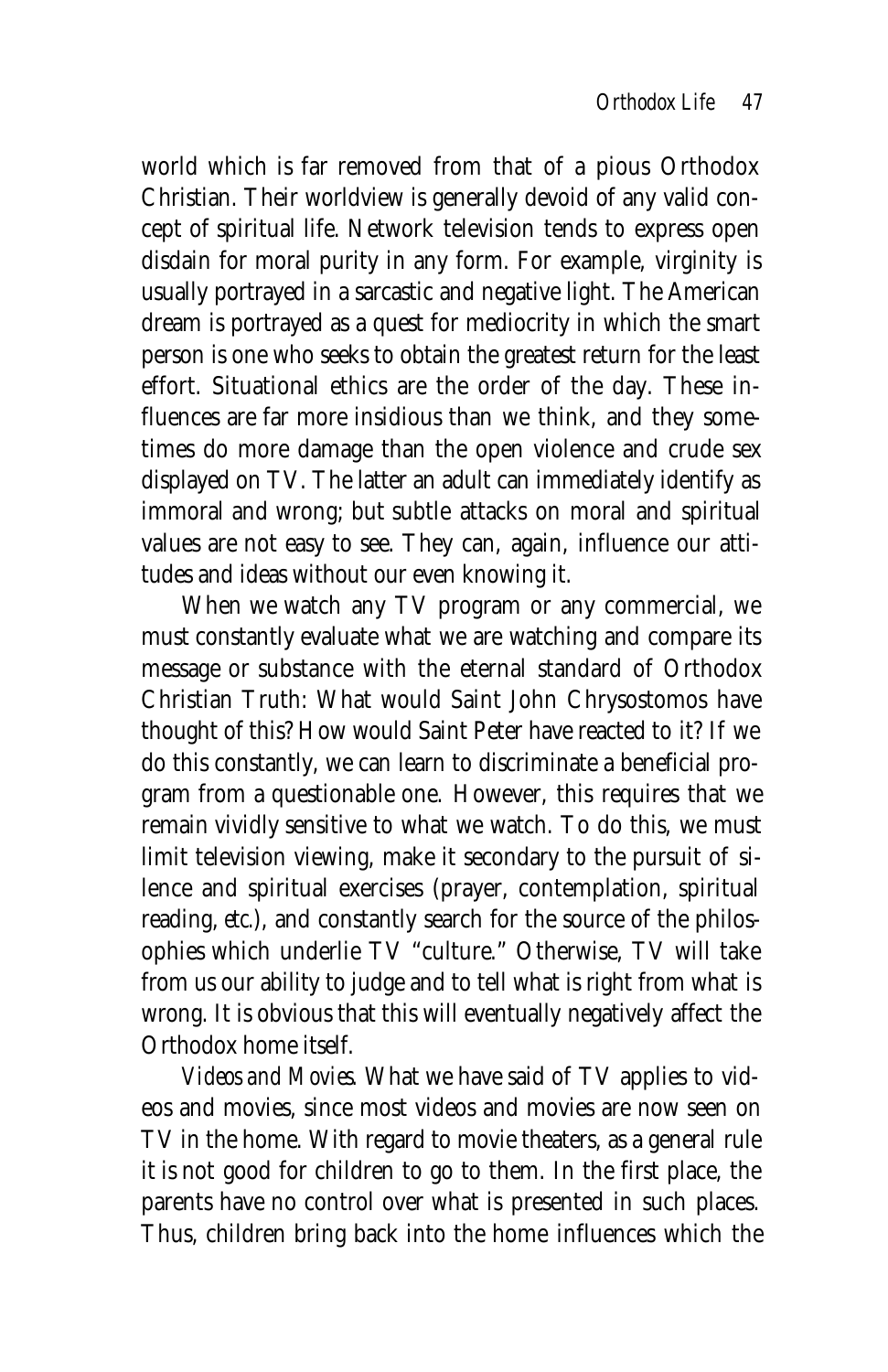world which is far removed from that of a pious Orthodox Christian. Their worldview is generally devoid of any valid concept of spiritual life. Network television tends to express open disdain for moral purity in any form. For example, virginity is usually portrayed in a sarcastic and negative light. The American dream is portrayed as a quest for mediocrity in which the smart person is one who seeks to obtain the greatest return for the least effort. Situational ethics are the order of the day. These influences are far more insidious than we think, and they sometimes do more damage than the open violence and crude sex displayed on TV. The latter an adult can immediately identify as immoral and wrong; but subtle attacks on moral and spiritual values are not easy to see. They can, again, influence our attitudes and ideas without our even knowing it.

When we watch any TV program or any commercial, we must constantly evaluate what we are watching and compare its message or substance with the eternal standard of Orthodox Christian Truth: What would Saint John Chrysostomos have thought of this? How would Saint Peter have reacted to it? If we do this constantly, we can learn to discriminate a beneficial program from a questionable one. However, this requires that we remain vividly sensitive to what we watch. To do this, we must limit television viewing, make it secondary to the pursuit of silence and spiritual exercises (prayer, contemplation, spiritual reading, *etc.*), and constantly search for the source of the philosophies which underlie TV "culture." Otherwise, TV will take from us our ability to judge and to tell what is right from what is wrong. It is obvious that this will eventually negatively affect the Orthodox home itself.

*Videos and Movies.* What we have said of TV applies to videos and movies, since most videos and movies are now seen on TV in the home. With regard to movie theaters, as a general rule it is not good for children to go to them. In the first place, the parents have no control over what is presented in such places. Thus, children bring back into the home influences which the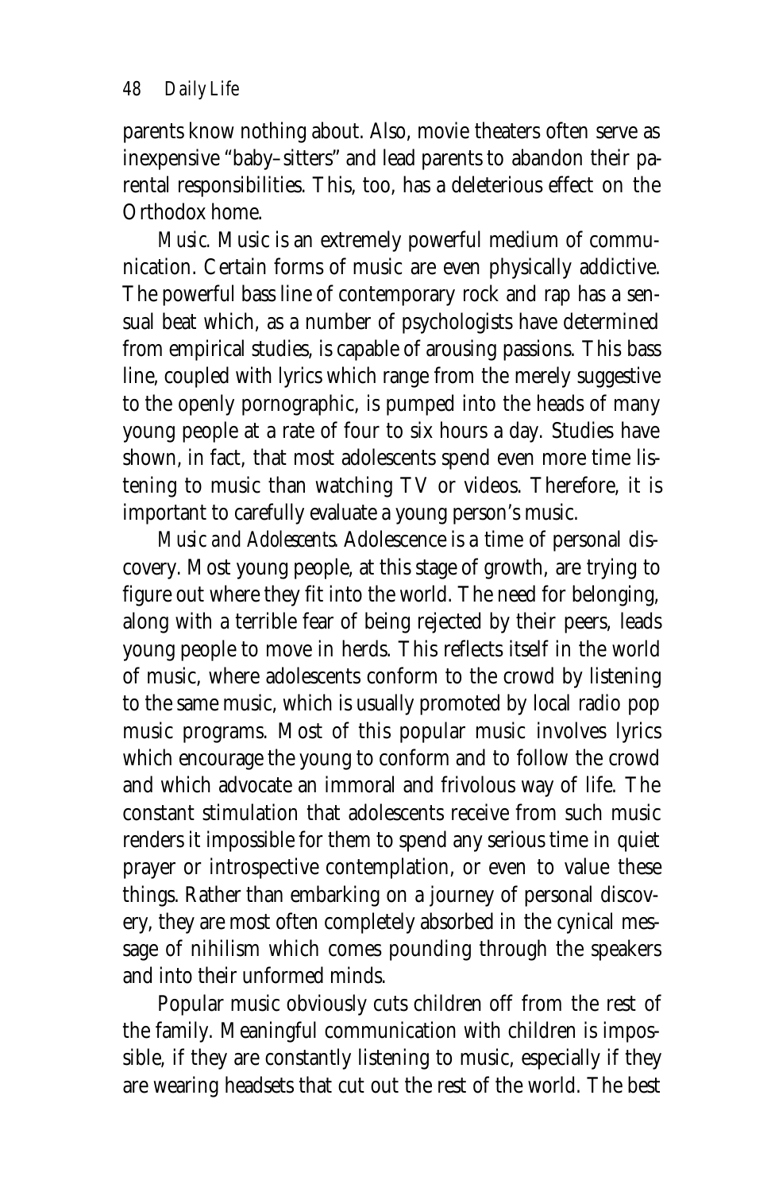parents know nothing about. Also, movie theaters often serve as inexpensive "baby–sitters" and lead parents to abandon their parental responsibilities. This, too, has a deleterious effect on the Orthodox home.

*Music.* Music is an extremely powerful medium of communication. Certain forms of music are even physically addictive. The powerful bass line of contemporary rock and rap has a sensual beat which, as a number of psychologists have determined from empirical studies, is capable of arousing passions. This bass line, coupled with lyrics which range from the merely suggestive to the openly pornographic, is pumped into the heads of many young people at a rate of four to six hours a day. Studies have shown, in fact, that most adolescents spend even more time listening to music than watching TV or videos. Therefore, it is important to carefully evaluate a young person's music.

*Music and Adolescents.* Adolescence is a time of personal discovery. Most young people, at this stage of growth, are trying to figure out where they fit into the world. The need for belonging, along with a terrible fear of being rejected by their peers, leads young people to move in herds. This reflects itself in the world of music, where adolescents conform to the crowd by listening to the same music, which is usually promoted by local radio pop music programs. Most of this popular music involves lyrics which encourage the young to conform and to follow the crowd and which advocate an immoral and frivolous way of life. The constant stimulation that adolescents receive from such music renders it impossible for them to spend any serious time in quiet prayer or introspective contemplation, or even to value these things. Rather than embarking on a journey of personal discovery, they are most often completely absorbed in the cynical message of nihilism which comes pounding through the speakers and into their unformed minds.

Popular music obviously cuts children off from the rest of the family. Meaningful communication with children is impossible, if they are constantly listening to music, especially if they are wearing headsets that cut out the rest of the world. The best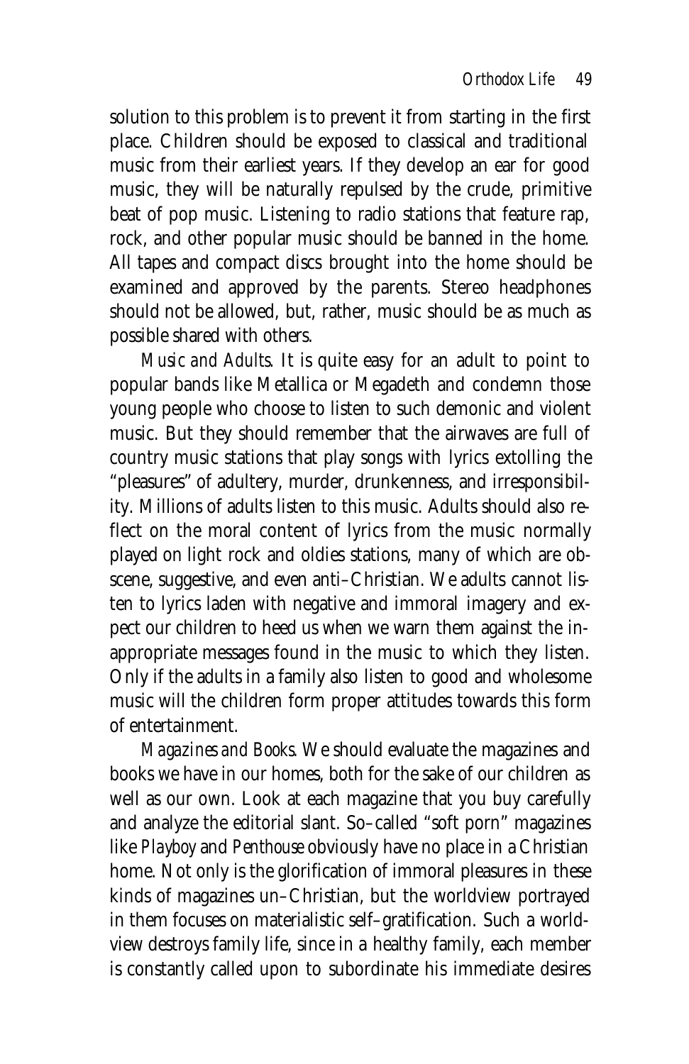solution to this problem is to prevent it from starting in the first place. Children should be exposed to classical and traditional music from their earliest years. If they develop an ear for good music, they will be naturally repulsed by the crude, primitive beat of pop music. Listening to radio stations that feature rap, rock, and other popular music should be banned in the home. All tapes and compact discs brought into the home should be examined and approved by the parents. Stereo headphones should not be allowed, but, rather, music should be as much as possible shared with others.

*Music and Adults.* It is quite easy for an adult to point to popular bands like Metallica or Megadeth and condemn those young people who choose to listen to such demonic and violent music. But they should remember that the airwaves are full of country music stations that play songs with lyrics extolling the "pleasures" of adultery, murder, drunkenness, and irresponsibility. Millions of adults listen to this music. Adults should also reflect on the moral content of lyrics from the music normally played on light rock and oldies stations, many of which are obscene, suggestive, and even anti–Christian. We adults cannot listen to lyrics laden with negative and immoral imagery and expect our children to heed us when we warn them against the inappropriate messages found in the music to which they listen. Only if the adults in a family also listen to good and wholesome music will the children form proper attitudes towards this form of entertainment.

*Magazines and Books.* We should evaluate the magazines and books we have in our homes, both for the sake of our children as well as our own. Look at each magazine that you buy carefully and analyze the editorial slant. So–called "soft porn" magazines like *Playboy* and *Penthouse* obviously have no place in a Christian home. Not only is the glorification of immoral pleasures in these kinds of magazines un–Christian, but the worldview portrayed in them focuses on materialistic self–gratification. Such a worldview destroys family life, since in a healthy family, each member is constantly called upon to subordinate his immediate desires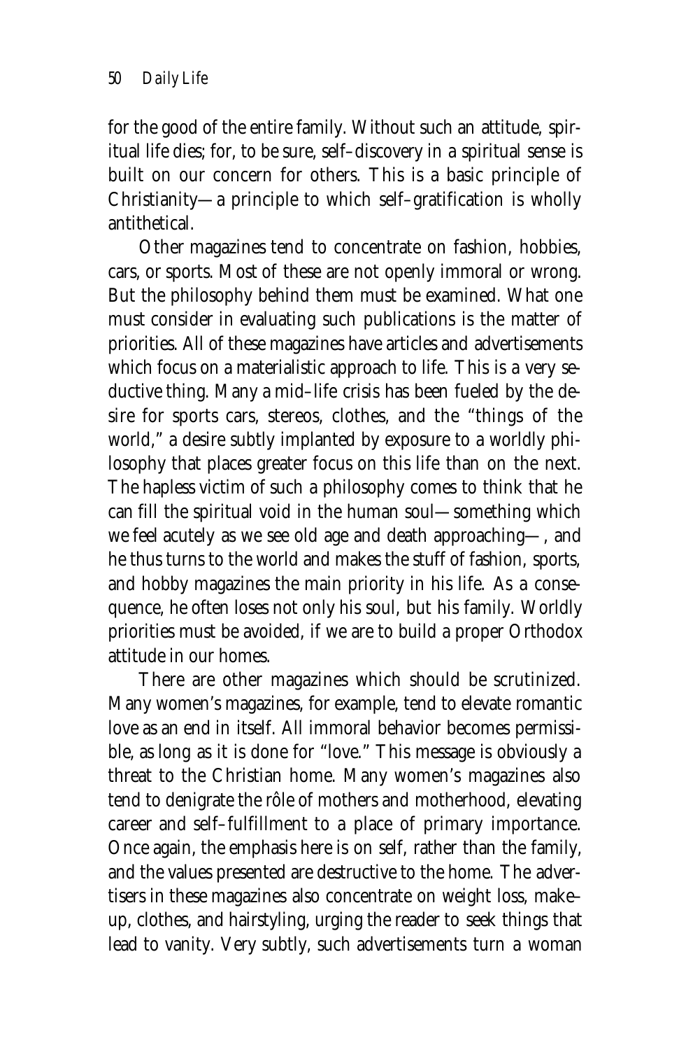for the good of the entire family. Without such an attitude, spiritual life dies; for, to be sure, self–discovery in a spiritual sense is built on our concern for others. This is a basic principle of Christianity—a principle to which self–gratification is wholly antithetical.

Other magazines tend to concentrate on fashion, hobbies, cars, or sports. Most of these are not openly immoral or wrong. But the philosophy behind them must be examined. What one must consider in evaluating such publications is the matter of priorities. All of these magazines have articles and advertisements which focus on a materialistic approach to life. This is a very seductive thing. Many a mid–life crisis has been fueled by the desire for sports cars, stereos, clothes, and the "things of the world," a desire subtly implanted by exposure to a worldly philosophy that places greater focus on this life than on the next. The hapless victim of such a philosophy comes to think that he can fill the spiritual void in the human soul—something which we feel acutely as we see old age and death approaching—, and he thus turns to the world and makes the stuff of fashion, sports, and hobby magazines the main priority in his life. As a consequence, he often loses not only his soul, but his family. Worldly priorities must be avoided, if we are to build a proper Orthodox attitude in our homes.

There are other magazines which should be scrutinized. Many women's magazines, for example, tend to elevate romantic love as an end in itself. All immoral behavior becomes permissible, as long as it is done for "love." This message is obviously a threat to the Christian home. Many women's magazines also tend to denigrate the rôle of mothers and motherhood, elevating career and self–fulfillment to a place of primary importance. Once again, the emphasis here is on self, rather than the family, and the values presented are destructive to the home. The advertisers in these magazines also concentrate on weight loss, make–up, clothes, and hairstyling, urging the reader to seek things that lead to vanity. Very subtly, such advertisements turn a woman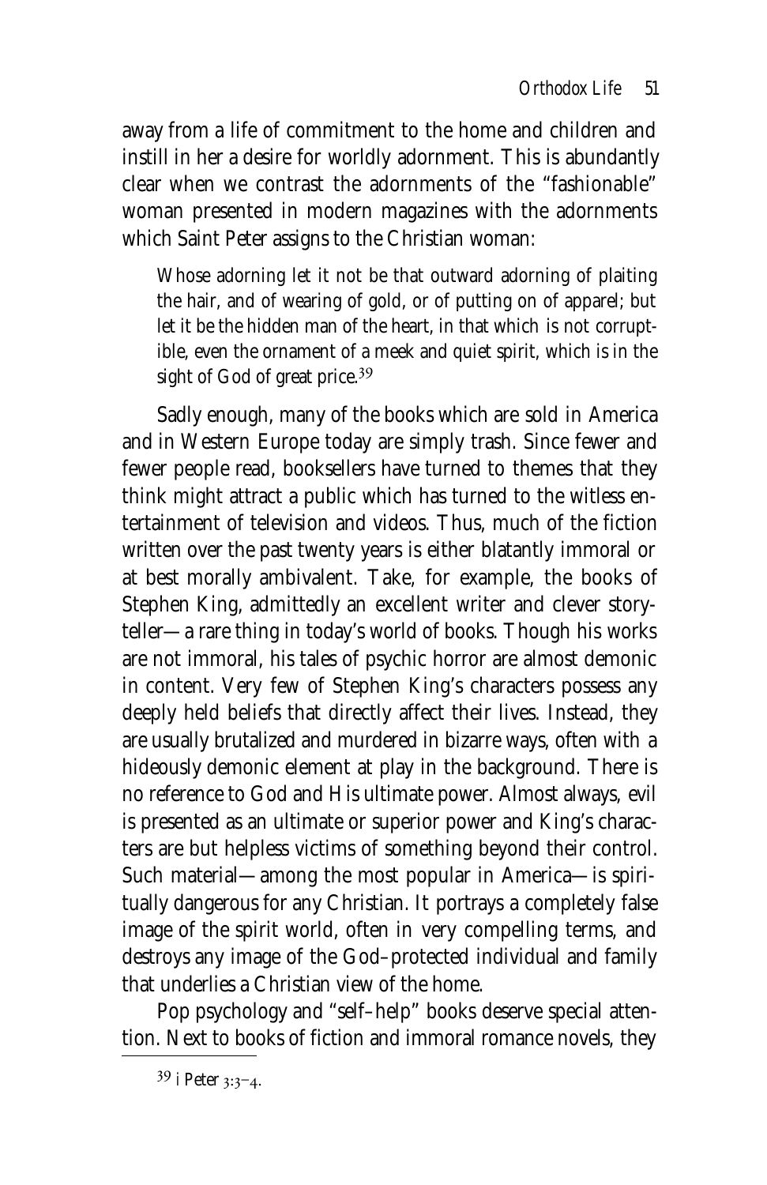away from a life of commitment to the home and children and instill in her a desire for worldly adornment. This is abundantly clear when we contrast the adornments of the "fashionable" woman presented in modern magazines with the adornments which Saint Peter assigns to the Christian woman:

> Whose adorning let it not be that outward adorning of plaiting the hair, and of wearing of gold, or of putting on of apparel; but let it be the hidden man of the heart, in that which is not corruptible, even the ornament of a meek and quiet spirit, which is in the sight of God of great price.[39]

Sadly enough, many of the books which are sold in America and in Western Europe today are simply trash. Since fewer and fewer people read, booksellers have turned to themes that they think might attract a public which has turned to the witless entertainment of television and videos. Thus, much of the fiction written over the past twenty years is either blatantly immoral or at best morally ambivalent. Take, for example, the books of Stephen King, admittedly an excellent writer and clever storyteller—a rare thing in today's world of books. Though his works are not immoral, his tales of psychic horror are almost demonic in content. Very few of Stephen King's characters possess any deeply held beliefs that directly affect their lives. Instead, they are usually brutalized and murdered in bizarre ways, often with a hideously demonic element at play in the background. There is no reference to God and His ultimate power. Almost always, evil is presented as an ultimate or superior power and King's characters are but helpless victims of something beyond their control. Such material—among the most popular in America—is spiritually dangerous for any Christian. It portrays a completely false image of the spirit world, often in very compelling terms, and destroys any image of the God-protected individual and family that underlies a Christian view of the home.

Pop psychology and "self-help" books deserve special attention. Next to books of fiction and immoral romance novels, they

[39] I Peter 3:3–4.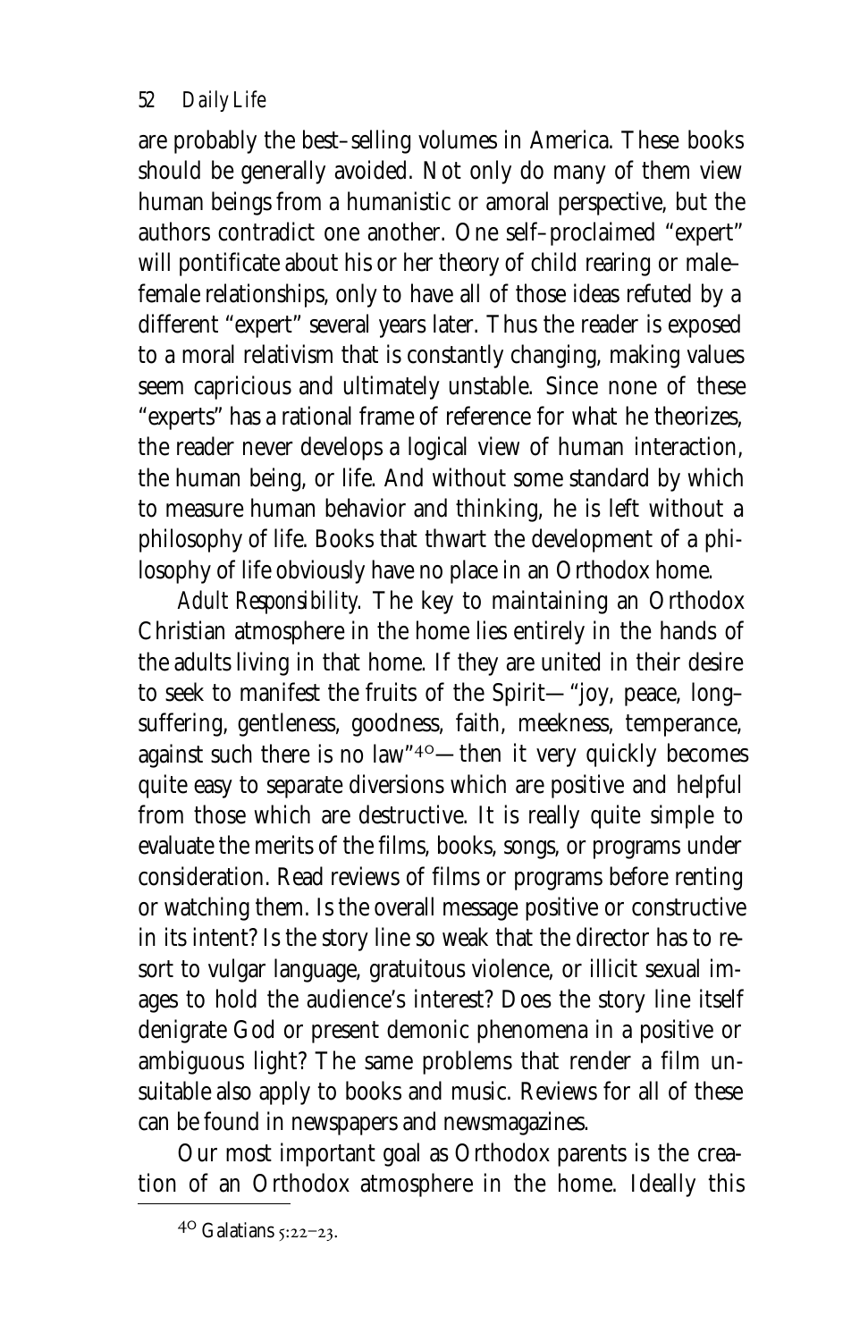are probably the best–selling volumes in America. These books should be generally avoided. Not only do many of them view human beings from a humanistic or amoral perspective, but the authors contradict one another. One self–proclaimed "expert" will pontificate about his or her theory of child rearing or male–female relationships, only to have all of those ideas refuted by a different "expert" several years later. Thus the reader is exposed to a moral relativism that is constantly changing, making values seem capricious and ultimately unstable. Since none of these "experts" has a rational frame of reference for what he theorizes, the reader never develops a logical view of human interaction, the human being, or life. And without some standard by which to measure human behavior and thinking, he is left without a philosophy of life. Books that thwart the development of a philosophy of life obviously have no place in an Orthodox home.

*Adult Responsibility.* The key to maintaining an Orthodox Christian atmosphere in the home lies entirely in the hands of the adults living in that home. If they are united in their desire to seek to manifest the fruits of the Spirit—"joy, peace, long–suffering, gentleness, goodness, faith, meekness, temperance, against such there is no law"[40]—then it very quickly becomes quite easy to separate diversions which are positive and helpful from those which are destructive. It is really quite simple to evaluate the merits of the films, books, songs, or programs under consideration. Read reviews of films or programs before renting or watching them. Is the overall message positive or constructive in its intent? Is the story line so weak that the director has to resort to vulgar language, gratuitous violence, or illicit sexual images to hold the audience's interest? Does the story line itself denigrate God or present demonic phenomena in a positive or ambiguous light? The same problems that render a film unsuitable also apply to books and music. Reviews for all of these can be found in newspapers and newsmagazines.

Our most important goal as Orthodox parents is the creation of an Orthodox atmosphere in the home. Ideally this

---

[40] Galatians 5:22–23.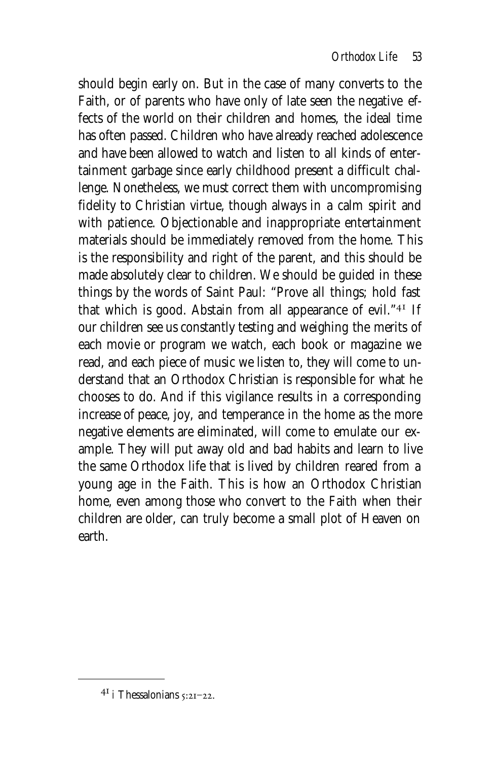should begin early on. But in the case of many converts to the Faith, or of parents who have only of late seen the negative effects of the world on their children and homes, the ideal time has often passed. Children who have already reached adolescence and have been allowed to watch and listen to all kinds of entertainment garbage since early childhood present a difficult challenge. Nonetheless, we must correct them with uncompromising fidelity to Christian virtue, though always in a calm spirit and with patience. Objectionable and inappropriate entertainment materials should be immediately removed from the home. This is the responsibility and right of the parent, and this should be made absolutely clear to children. We should be guided in these things by the words of Saint Paul: "Prove all things; hold fast that which is good. Abstain from all appearance of evil."[41] If our children see us constantly testing and weighing the merits of each movie or program we watch, each book or magazine we read, and each piece of music we listen to, they will come to understand that an Orthodox Christian is responsible for what he chooses to do. And if this vigilance results in a corresponding increase of peace, joy, and temperance in the home as the more negative elements are eliminated, will come to emulate our example. They will put away old and bad habits and learn to live the same Orthodox life that is lived by children reared from a young age in the Faith. This is how an Orthodox Christian home, even among those who convert to the Faith when their children are older, can truly become a small plot of Heaven on earth.

[41] i Thessalonians 5:21–22.